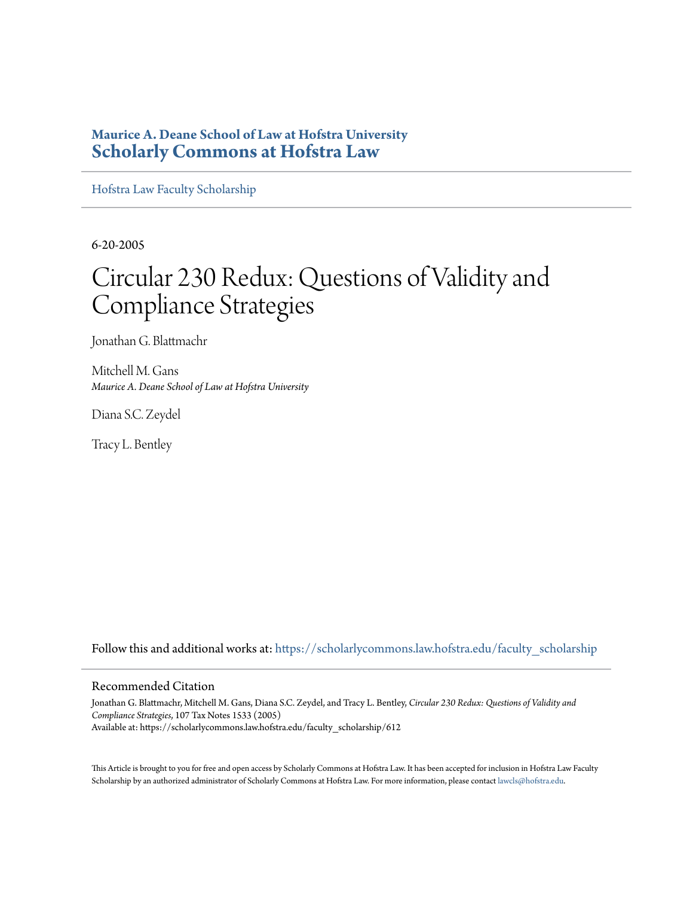Maurice A. Deane School of Law at Hofstra University
**Scholarly Commons at Hofstra Law**

Hofstra Law Faculty Scholarship

6-20-2005

# Circular 230 Redux: Questions of Validity and Compliance Strategies

Jonathan G. Blattmachr

Mitchell M. Gans
*Maurice A. Deane School of Law at Hofstra University*

Diana S.C. Zeydel

Tracy L. Bentley

Follow this and additional works at: https://scholarlycommons.law.hofstra.edu/faculty_scholarship

## Recommended Citation

Jonathan G. Blattmachr, Mitchell M. Gans, Diana S.C. Zeydel, and Tracy L. Bentley, *Circular 230 Redux: Questions of Validity and Compliance Strategies*, 107 Tax Notes 1533 (2005)
Available at: https://scholarlycommons.law.hofstra.edu/faculty_scholarship/612

This Article is brought to you for free and open access by Scholarly Commons at Hofstra Law. It has been accepted for inclusion in Hofstra Law Faculty Scholarship by an authorized administrator of Scholarly Commons at Hofstra Law. For more information, please contact lawcls@hofstra.edu.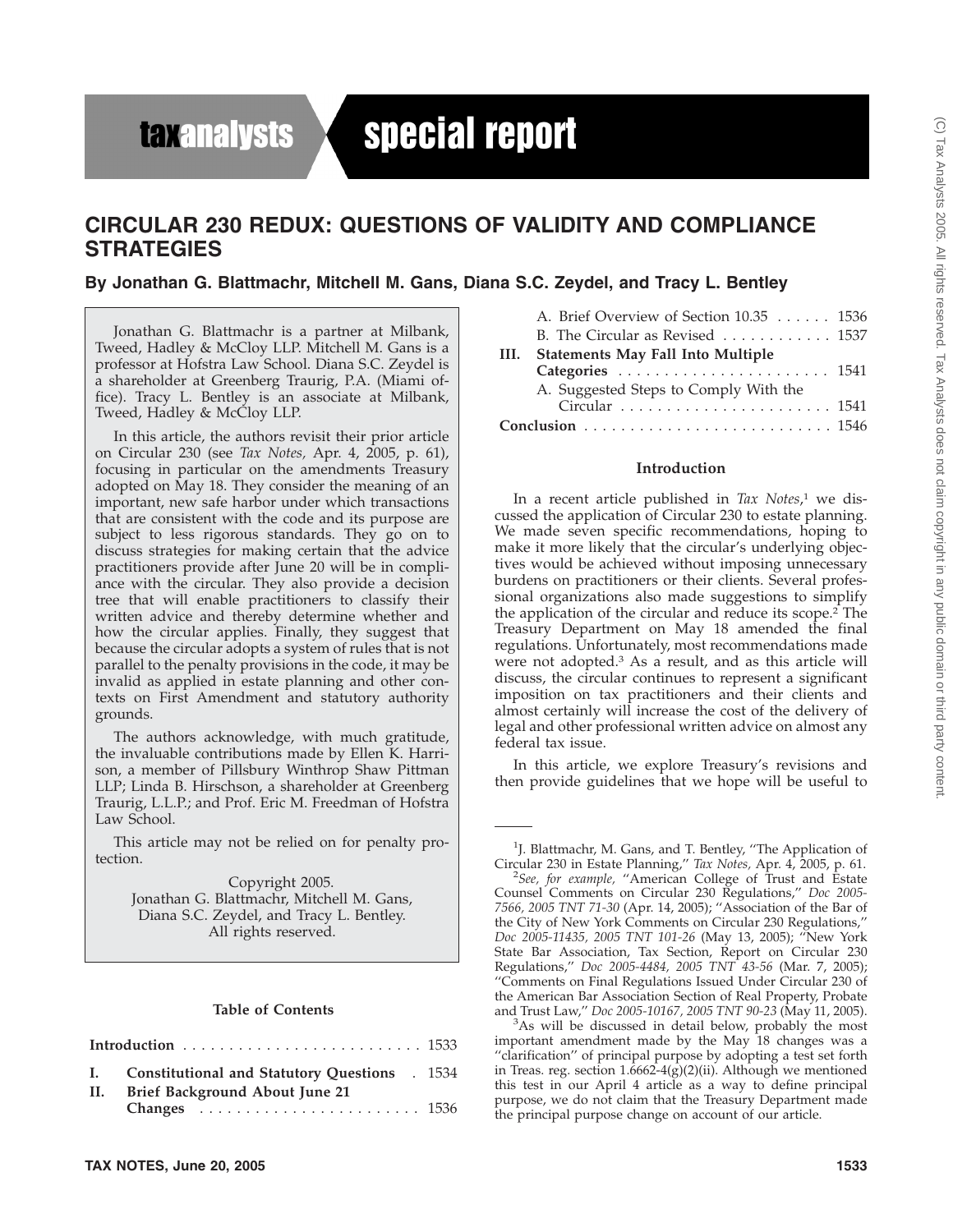# CIRCULAR 230 REDUX: QUESTIONS OF VALIDITY AND COMPLIANCE STRATEGIES

**By Jonathan G. Blattmachr, Mitchell M. Gans, Diana S.C. Zeydel, and Tracy L. Bentley**

Jonathan G. Blattmachr is a partner at Milbank, Tweed, Hadley & McCloy LLP. Mitchell M. Gans is a professor at Hofstra Law School. Diana S.C. Zeydel is a shareholder at Greenberg Traurig, P.A. (Miami office). Tracy L. Bentley is an associate at Milbank, Tweed, Hadley & McCloy LLP.

In this article, the authors revisit their prior article on Circular 230 (see *Tax Notes,* Apr. 4, 2005, p. 61), focusing in particular on the amendments Treasury adopted on May 18. They consider the meaning of an important, new safe harbor under which transactions that are consistent with the code and its purpose are subject to less rigorous standards. They go on to discuss strategies for making certain that the advice practitioners provide after June 20 will be in compliance with the circular. They also provide a decision tree that will enable practitioners to classify their written advice and thereby determine whether and how the circular applies. Finally, they suggest that because the circular adopts a system of rules that is not parallel to the penalty provisions in the code, it may be invalid as applied in estate planning and other contexts on First Amendment and statutory authority grounds.

The authors acknowledge, with much gratitude, the invaluable contributions made by Ellen K. Harrison, a member of Pillsbury Winthrop Shaw Pittman LLP; Linda B. Hirschson, a shareholder at Greenberg Traurig, L.L.P.; and Prof. Eric M. Freedman of Hofstra Law School.

This article may not be relied on for penalty protection.

Copyright 2005.
Jonathan G. Blattmachr, Mitchell M. Gans,
Diana S.C. Zeydel, and Tracy L. Bentley.
All rights reserved.

**Table of Contents**

**Introduction** . . . . . . . . . . . . . . . . . . . . . . . . . . 1533

**I. Constitutional and Statutory Questions** . 1534

**II. Brief Background About June 21 Changes** . . . . . . . . . . . . . . . . . . . . . . . . 1536

A. Brief Overview of Section 10.35 . . . . . . 1536

B. The Circular as Revised . . . . . . . . . . . 1537

**III. Statements May Fall Into Multiple Categories** . . . . . . . . . . . . . . . . . . . . . . 1541

A. Suggested Steps to Comply With the Circular . . . . . . . . . . . . . . . . . . . . . . . 1541

**Conclusion** . . . . . . . . . . . . . . . . . . . . . . . . . . . 1546

## Introduction

In a recent article published in *Tax Notes*,[1] we discussed the application of Circular 230 to estate planning. We made seven specific recommendations, hoping to make it more likely that the circular's underlying objectives would be achieved without imposing unnecessary burdens on practitioners or their clients. Several professional organizations also made suggestions to simplify the application of the circular and reduce its scope.[2] The Treasury Department on May 18 amended the final regulations. Unfortunately, most recommendations made were not adopted.[3] As a result, and as this article will discuss, the circular continues to represent a significant imposition on tax practitioners and their clients and almost certainly will increase the cost of the delivery of legal and other professional written advice on almost any federal tax issue.

In this article, we explore Treasury's revisions and then provide guidelines that we hope will be useful to

---

[1]J. Blattmachr, M. Gans, and T. Bentley, ''The Application of Circular 230 in Estate Planning,'' *Tax Notes,* Apr. 4, 2005, p. 61.

[2]*See, for example,* ''American College of Trust and Estate Counsel Comments on Circular 230 Regulations,'' *Doc 2005-7566, 2005 TNT 71-30* (Apr. 14, 2005); ''Association of the Bar of the City of New York Comments on Circular 230 Regulations,'' *Doc 2005-11435, 2005 TNT 101-26* (May 13, 2005); ''New York State Bar Association, Tax Section, Report on Circular 230 Regulations,'' *Doc 2005-4484, 2005 TNT 43-56* (Mar. 7, 2005); ''Comments on Final Regulations Issued Under Circular 230 of the American Bar Association Section of Real Property, Probate and Trust Law,'' *Doc 2005-10167, 2005 TNT 90-23* (May 11, 2005).

[3]As will be discussed in detail below, probably the most important amendment made by the May 18 changes was a ''clarification'' of principal purpose by adopting a test set forth in Treas. reg. section 1.6662-4(g)(2)(ii). Although we mentioned this test in our April 4 article as a way to define principal purpose, we do not claim that the Treasury Department made the principal purpose change on account of our article.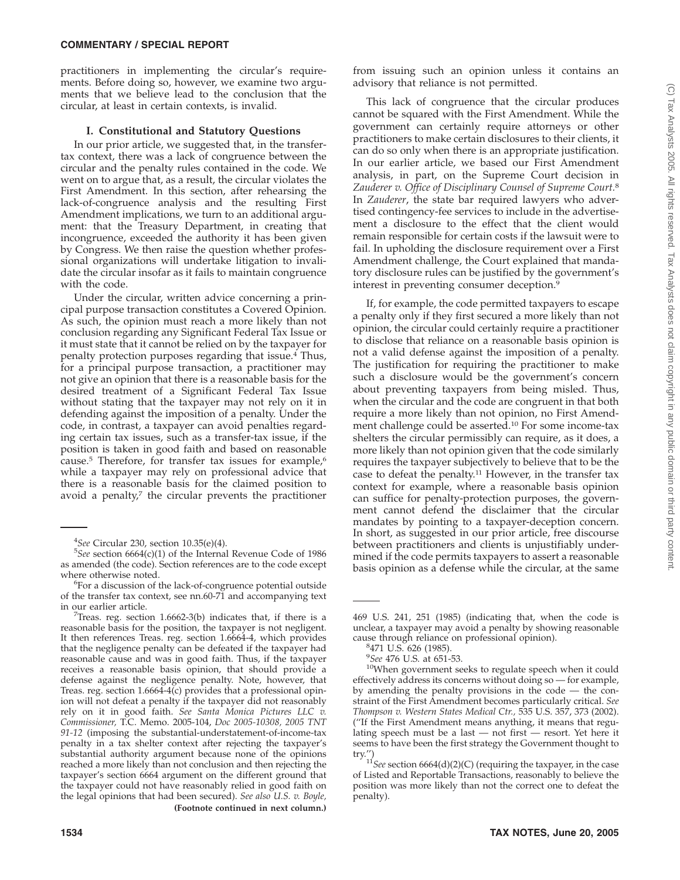practitioners in implementing the circular's requirements. Before doing so, however, we examine two arguments that we believe lead to the conclusion that the circular, at least in certain contexts, is invalid.

## I. Constitutional and Statutory Questions

In our prior article, we suggested that, in the transfer-tax context, there was a lack of congruence between the circular and the penalty rules contained in the code. We went on to argue that, as a result, the circular violates the First Amendment. In this section, after rehearsing the lack-of-congruence analysis and the resulting First Amendment implications, we turn to an additional argument: that the Treasury Department, in creating that incongruence, exceeded the authority it has been given by Congress. We then raise the question whether professional organizations will undertake litigation to invalidate the circular insofar as it fails to maintain congruence with the code.

Under the circular, written advice concerning a principal purpose transaction constitutes a Covered Opinion. As such, the opinion must reach a more likely than not conclusion regarding any Significant Federal Tax Issue or it must state that it cannot be relied on by the taxpayer for penalty protection purposes regarding that issue.[4] Thus, for a principal purpose transaction, a practitioner may not give an opinion that there is a reasonable basis for the desired treatment of a Significant Federal Tax Issue without stating that the taxpayer may not rely on it in defending against the imposition of a penalty. Under the code, in contrast, a taxpayer can avoid penalties regarding certain tax issues, such as a transfer-tax issue, if the position is taken in good faith and based on reasonable cause.[5] Therefore, for transfer tax issues for example,[6] while a taxpayer may rely on professional advice that there is a reasonable basis for the claimed position to avoid a penalty,[7] the circular prevents the practitioner from issuing such an opinion unless it contains an advisory that reliance is not permitted.

This lack of congruence that the circular produces cannot be squared with the First Amendment. While the government can certainly require attorneys or other practitioners to make certain disclosures to their clients, it can do so only when there is an appropriate justification. In our earlier article, we based our First Amendment analysis, in part, on the Supreme Court decision in *Zauderer v. Office of Disciplinary Counsel of Supreme Court.*[8] In *Zauderer*, the state bar required lawyers who advertised contingency-fee services to include in the advertisement a disclosure to the effect that the client would remain responsible for certain costs if the lawsuit were to fail. In upholding the disclosure requirement over a First Amendment challenge, the Court explained that mandatory disclosure rules can be justified by the government's interest in preventing consumer deception.[9]

If, for example, the code permitted taxpayers to escape a penalty only if they first secured a more likely than not opinion, the circular could certainly require a practitioner to disclose that reliance on a reasonable basis opinion is not a valid defense against the imposition of a penalty. The justification for requiring the practitioner to make such a disclosure would be the government's concern about preventing taxpayers from being misled. Thus, when the circular and the code are congruent in that both require a more likely than not opinion, no First Amendment challenge could be asserted.[10] For some income-tax shelters the circular permissibly can require, as it does, a more likely than not opinion given that the code similarly requires the taxpayer subjectively to believe that to be the case to defeat the penalty.[11] However, in the transfer tax context for example, where a reasonable basis opinion can suffice for penalty-protection purposes, the government cannot defend the disclaimer that the circular mandates by pointing to a taxpayer-deception concern. In short, as suggested in our prior article, free discourse between practitioners and clients is unjustifiably undermined if the code permits taxpayers to assert a reasonable basis opinion as a defense while the circular, at the same

---

[4] *See* Circular 230, section 10.35(e)(4).

[5] *See* section 6664(c)(1) of the Internal Revenue Code of 1986 as amended (the code). Section references are to the code except where otherwise noted.

[6] For a discussion of the lack-of-congruence potential outside of the transfer tax context, see nn.60-71 and accompanying text in our earlier article.

[7] Treas. reg. section 1.6662-3(b) indicates that, if there is a reasonable basis for the position, the taxpayer is not negligent. It then references Treas. reg. section 1.6664-4, which provides that the negligence penalty can be defeated if the taxpayer had reasonable cause and was in good faith. Thus, if the taxpayer receives a reasonable basis opinion, that should provide a defense against the negligence penalty. Note, however, that Treas. reg. section 1.6664-4(c) provides that a professional opinion will not defeat a penalty if the taxpayer did not reasonably rely on it in good faith. *See Santa Monica Pictures LLC v. Commissioner,* T.C. Memo. 2005-104, *Doc 2005-10308, 2005 TNT 91-12* (imposing the substantial-understatement-of-income-tax penalty in a tax shelter context after rejecting the taxpayer's substantial authority argument because none of the opinions reached a more likely than not conclusion and then rejecting the taxpayer's section 6664 argument on the different ground that the taxpayer could not have reasonably relied in good faith on the legal opinions that had been secured). *See also U.S. v. Boyle,* 469 U.S. 241, 251 (1985) (indicating that, when the code is unclear, a taxpayer may avoid a penalty by showing reasonable cause through reliance on professional opinion).

[8] 471 U.S. 626 (1985).

[9] *See* 476 U.S. at 651-53.

[10] When government seeks to regulate speech when it could effectively address its concerns without doing so — for example, by amending the penalty provisions in the code — the constraint of the First Amendment becomes particularly critical. *See Thompson v. Western States Medical Ctr.,* 535 U.S. 357, 373 (2002). ("If the First Amendment means anything, it means that regulating speech must be a last — not first — resort. Yet here it seems to have been the first strategy the Government thought to try.")

[11] *See* section 6664(d)(2)(C) (requiring the taxpayer, in the case of Listed and Reportable Transactions, reasonably to believe the position was more likely than not the correct one to defeat the penalty).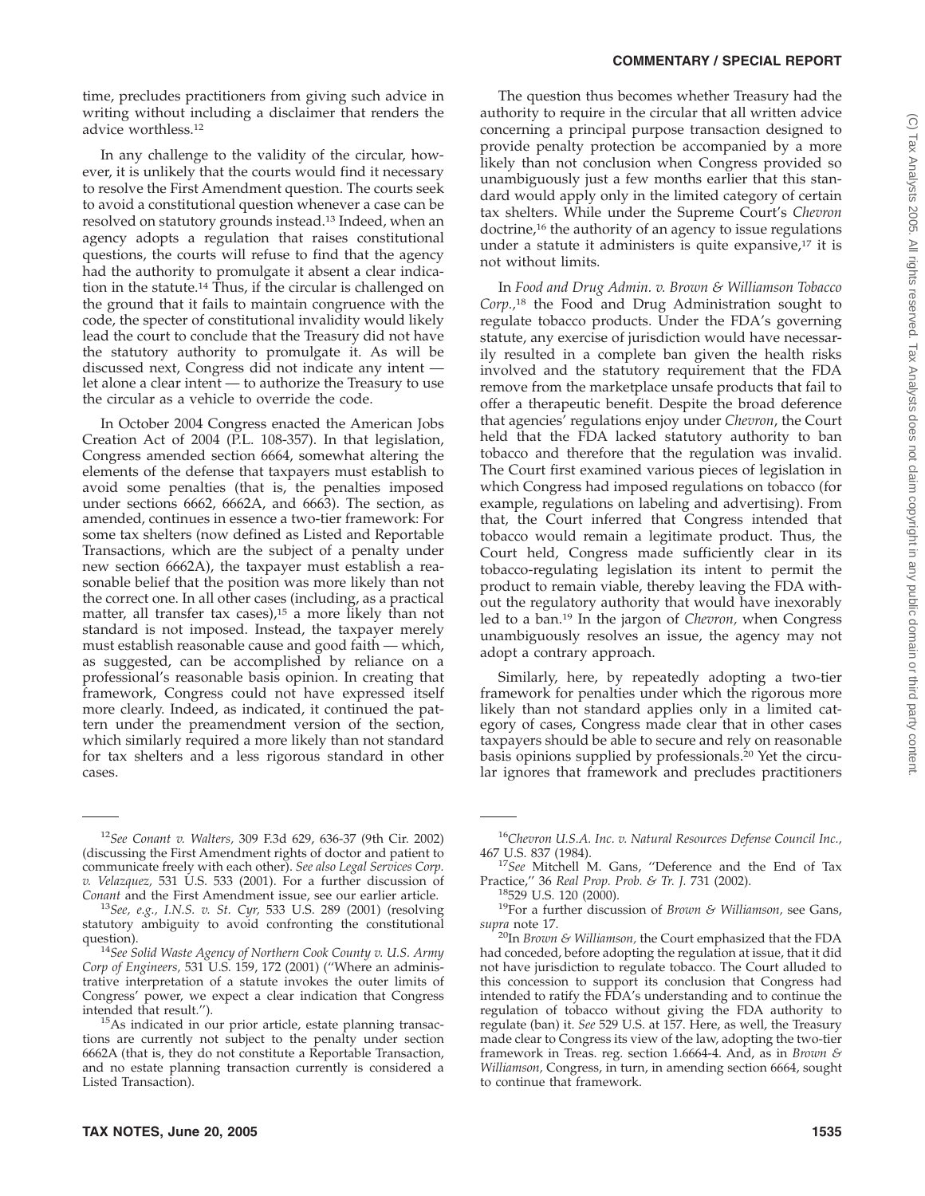time, precludes practitioners from giving such advice in writing without including a disclaimer that renders the advice worthless.[12]

In any challenge to the validity of the circular, however, it is unlikely that the courts would find it necessary to resolve the First Amendment question. The courts seek to avoid a constitutional question whenever a case can be resolved on statutory grounds instead.[13] Indeed, when an agency adopts a regulation that raises constitutional questions, the courts will refuse to find that the agency had the authority to promulgate it absent a clear indication in the statute.[14] Thus, if the circular is challenged on the ground that it fails to maintain congruence with the code, the specter of constitutional invalidity would likely lead the court to conclude that the Treasury did not have the statutory authority to promulgate it. As will be discussed next, Congress did not indicate any intent — let alone a clear intent — to authorize the Treasury to use the circular as a vehicle to override the code.

In October 2004 Congress enacted the American Jobs Creation Act of 2004 (P.L. 108-357). In that legislation, Congress amended section 6664, somewhat altering the elements of the defense that taxpayers must establish to avoid some penalties (that is, the penalties imposed under sections 6662, 6662A, and 6663). The section, as amended, continues in essence a two-tier framework: For some tax shelters (now defined as Listed and Reportable Transactions, which are the subject of a penalty under new section 6662A), the taxpayer must establish a reasonable belief that the position was more likely than not the correct one. In all other cases (including, as a practical matter, all transfer tax cases),[15] a more likely than not standard is not imposed. Instead, the taxpayer merely must establish reasonable cause and good faith — which, as suggested, can be accomplished by reliance on a professional's reasonable basis opinion. In creating that framework, Congress could not have expressed itself more clearly. Indeed, as indicated, it continued the pattern under the preamendment version of the section, which similarly required a more likely than not standard for tax shelters and a less rigorous standard in other cases.

The question thus becomes whether Treasury had the authority to require in the circular that all written advice concerning a principal purpose transaction designed to provide penalty protection be accompanied by a more likely than not conclusion when Congress provided so unambiguously just a few months earlier that this standard would apply only in the limited category of certain tax shelters. While under the Supreme Court's *Chevron* doctrine,[16] the authority of an agency to issue regulations under a statute it administers is quite expansive,[17] it is not without limits.

In *Food and Drug Admin. v. Brown & Williamson Tobacco Corp.*,[18] the Food and Drug Administration sought to regulate tobacco products. Under the FDA's governing statute, any exercise of jurisdiction would have necessarily resulted in a complete ban given the health risks involved and the statutory requirement that the FDA remove from the marketplace unsafe products that fail to offer a therapeutic benefit. Despite the broad deference that agencies' regulations enjoy under *Chevron*, the Court held that the FDA lacked statutory authority to ban tobacco and therefore that the regulation was invalid. The Court first examined various pieces of legislation in which Congress had imposed regulations on tobacco (for example, regulations on labeling and advertising). From that, the Court inferred that Congress intended that tobacco would remain a legitimate product. Thus, the Court held, Congress made sufficiently clear in its tobacco-regulating legislation its intent to permit the product to remain viable, thereby leaving the FDA without the regulatory authority that would have inexorably led to a ban.[19] In the jargon of *Chevron,* when Congress unambiguously resolves an issue, the agency may not adopt a contrary approach.

Similarly, here, by repeatedly adopting a two-tier framework for penalties under which the rigorous more likely than not standard applies only in a limited category of cases, Congress made clear that in other cases taxpayers should be able to secure and rely on reasonable basis opinions supplied by professionals.[20] Yet the circular ignores that framework and precludes practitioners

---

[12]*See Conant v. Walters,* 309 F.3d 629, 636-37 (9th Cir. 2002) (discussing the First Amendment rights of doctor and patient to communicate freely with each other). *See also Legal Services Corp. v. Velazquez,* 531 U.S. 533 (2001). For a further discussion of *Conant* and the First Amendment issue, see our earlier article.

[13]*See, e.g., I.N.S. v. St. Cyr,* 533 U.S. 289 (2001) (resolving statutory ambiguity to avoid confronting the constitutional question).

[14]*See Solid Waste Agency of Northern Cook County v. U.S. Army Corp of Engineers,* 531 U.S. 159, 172 (2001) (''Where an administrative interpretation of a statute invokes the outer limits of Congress' power, we expect a clear indication that Congress intended that result.'').

[15]As indicated in our prior article, estate planning transactions are currently not subject to the penalty under section 6662A (that is, they do not constitute a Reportable Transaction, and no estate planning transaction currently is considered a Listed Transaction).

[16]*Chevron U.S.A. Inc. v. Natural Resources Defense Council Inc.,* 467 U.S. 837 (1984).

[17]*See* Mitchell M. Gans, ''Deference and the End of Tax Practice,'' 36 *Real Prop. Prob. & Tr. J.* 731 (2002).

[18]529 U.S. 120 (2000).

[19]For a further discussion of *Brown & Williamson,* see Gans, *supra* note 17.

[20]In *Brown & Williamson,* the Court emphasized that the FDA had conceded, before adopting the regulation at issue, that it did not have jurisdiction to regulate tobacco. The Court alluded to this concession to support its conclusion that Congress had intended to ratify the FDA's understanding and to continue the regulation of tobacco without giving the FDA authority to regulate (ban) it. *See* 529 U.S. at 157. Here, as well, the Treasury made clear to Congress its view of the law, adopting the two-tier framework in Treas. reg. section 1.6664-4. And, as in *Brown & Williamson,* Congress, in turn, in amending section 6664, sought to continue that framework.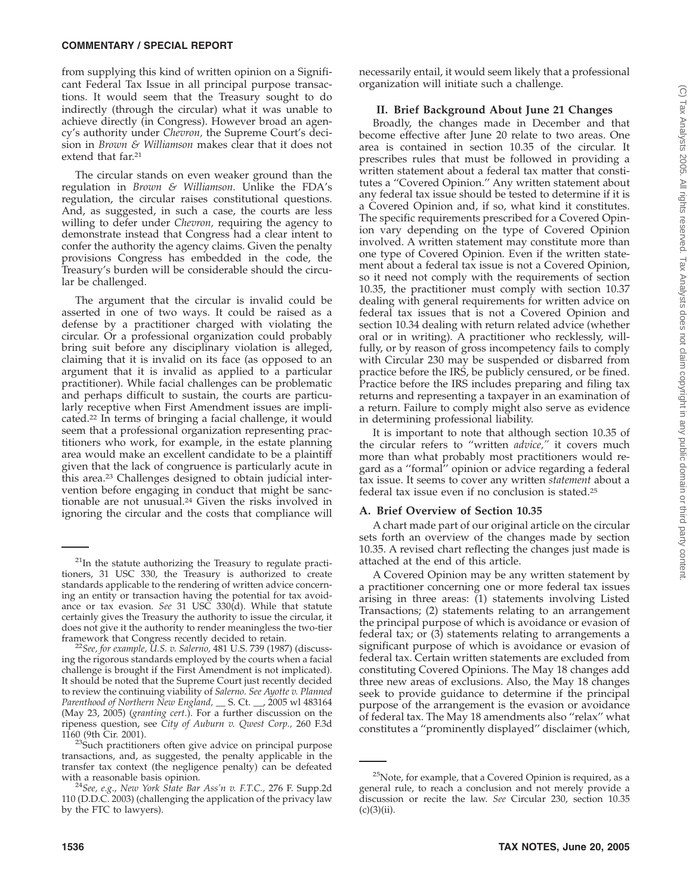from supplying this kind of written opinion on a Significant Federal Tax Issue in all principal purpose transactions. It would seem that the Treasury sought to do indirectly (through the circular) what it was unable to achieve directly (in Congress). However broad an agency's authority under *Chevron,* the Supreme Court's decision in *Brown & Williamson* makes clear that it does not extend that far.[21]

The circular stands on even weaker ground than the regulation in *Brown & Williamson.* Unlike the FDA's regulation, the circular raises constitutional questions. And, as suggested, in such a case, the courts are less willing to defer under *Chevron,* requiring the agency to demonstrate instead that Congress had a clear intent to confer the authority the agency claims. Given the penalty provisions Congress has embedded in the code, the Treasury's burden will be considerable should the circular be challenged.

The argument that the circular is invalid could be asserted in one of two ways. It could be raised as a defense by a practitioner charged with violating the circular. Or a professional organization could probably bring suit before any disciplinary violation is alleged, claiming that it is invalid on its face (as opposed to an argument that it is invalid as applied to a particular practitioner). While facial challenges can be problematic and perhaps difficult to sustain, the courts are particularly receptive when First Amendment issues are implicated.[22] In terms of bringing a facial challenge, it would seem that a professional organization representing practitioners who work, for example, in the estate planning area would make an excellent candidate to be a plaintiff given that the lack of congruence is particularly acute in this area.[23] Challenges designed to obtain judicial intervention before engaging in conduct that might be sanctionable are not unusual.[24] Given the risks involved in ignoring the circular and the costs that compliance will necessarily entail, it would seem likely that a professional organization will initiate such a challenge.

## II. Brief Background About June 21 Changes

Broadly, the changes made in December and that become effective after June 20 relate to two areas. One area is contained in section 10.35 of the circular. It prescribes rules that must be followed in providing a written statement about a federal tax matter that constitutes a ''Covered Opinion.'' Any written statement about any federal tax issue should be tested to determine if it is a Covered Opinion and, if so, what kind it constitutes. The specific requirements prescribed for a Covered Opinion vary depending on the type of Covered Opinion involved. A written statement may constitute more than one type of Covered Opinion. Even if the written statement about a federal tax issue is not a Covered Opinion, so it need not comply with the requirements of section 10.35, the practitioner must comply with section 10.37 dealing with general requirements for written advice on federal tax issues that is not a Covered Opinion and section 10.34 dealing with return related advice (whether oral or in writing). A practitioner who recklessly, willfully, or by reason of gross incompetency fails to comply with Circular 230 may be suspended or disbarred from practice before the IRS, be publicly censured, or be fined. Practice before the IRS includes preparing and filing tax returns and representing a taxpayer in an examination of a return. Failure to comply might also serve as evidence in determining professional liability.

It is important to note that although section 10.35 of the circular refers to ''written *advice,''* it covers much more than what probably most practitioners would regard as a ''formal'' opinion or advice regarding a federal tax issue. It seems to cover any written *statement* about a federal tax issue even if no conclusion is stated.[25]

### A. Brief Overview of Section 10.35

A chart made part of our original article on the circular sets forth an overview of the changes made by section 10.35. A revised chart reflecting the changes just made is attached at the end of this article.

A Covered Opinion may be any written statement by a practitioner concerning one or more federal tax issues arising in three areas: (1) statements involving Listed Transactions; (2) statements relating to an arrangement the principal purpose of which is avoidance or evasion of federal tax; or (3) statements relating to arrangements a significant purpose of which is avoidance or evasion of federal tax. Certain written statements are excluded from constituting Covered Opinions. The May 18 changes add three new areas of exclusions. Also, the May 18 changes seek to provide guidance to determine if the principal purpose of the arrangement is the evasion or avoidance of federal tax. The May 18 amendments also ''relax'' what constitutes a ''prominently displayed'' disclaimer (which,

---

[21]In the statute authorizing the Treasury to regulate practitioners, 31 USC 330, the Treasury is authorized to create standards applicable to the rendering of written advice concerning an entity or transaction having the potential for tax avoidance or tax evasion. *See* 31 USC 330(d). While that statute certainly gives the Treasury the authority to issue the circular, it does not give it the authority to render meaningless the two-tier framework that Congress recently decided to retain.

[22]*See, for example, U.S. v. Salerno,* 481 U.S. 739 (1987) (discussing the rigorous standards employed by the courts when a facial challenge is brought if the First Amendment is not implicated). It should be noted that the Supreme Court just recently decided to review the continuing viability of *Salerno. See Ayotte v. Planned Parenthood of Northern New England,* __ S. Ct. __, 2005 wl 483164 (May 23, 2005) (*granting cert.*). For a further discussion on the ripeness question, see *City of Auburn v. Qwest Corp.,* 260 F.3d 1160 (9th Cir. 2001).

[23]Such practitioners often give advice on principal purpose transactions, and, as suggested, the penalty applicable in the transfer tax context (the negligence penalty) can be defeated with a reasonable basis opinion.

[24]*See, e.g., New York State Bar Ass'n v. F.T.C.,* 276 F. Supp.2d 110 (D.D.C. 2003) (challenging the application of the privacy law by the FTC to lawyers).

[25]Note, for example, that a Covered Opinion is required, as a general rule, to reach a conclusion and not merely provide a discussion or recite the law. *See* Circular 230, section 10.35 (c)(3)(ii).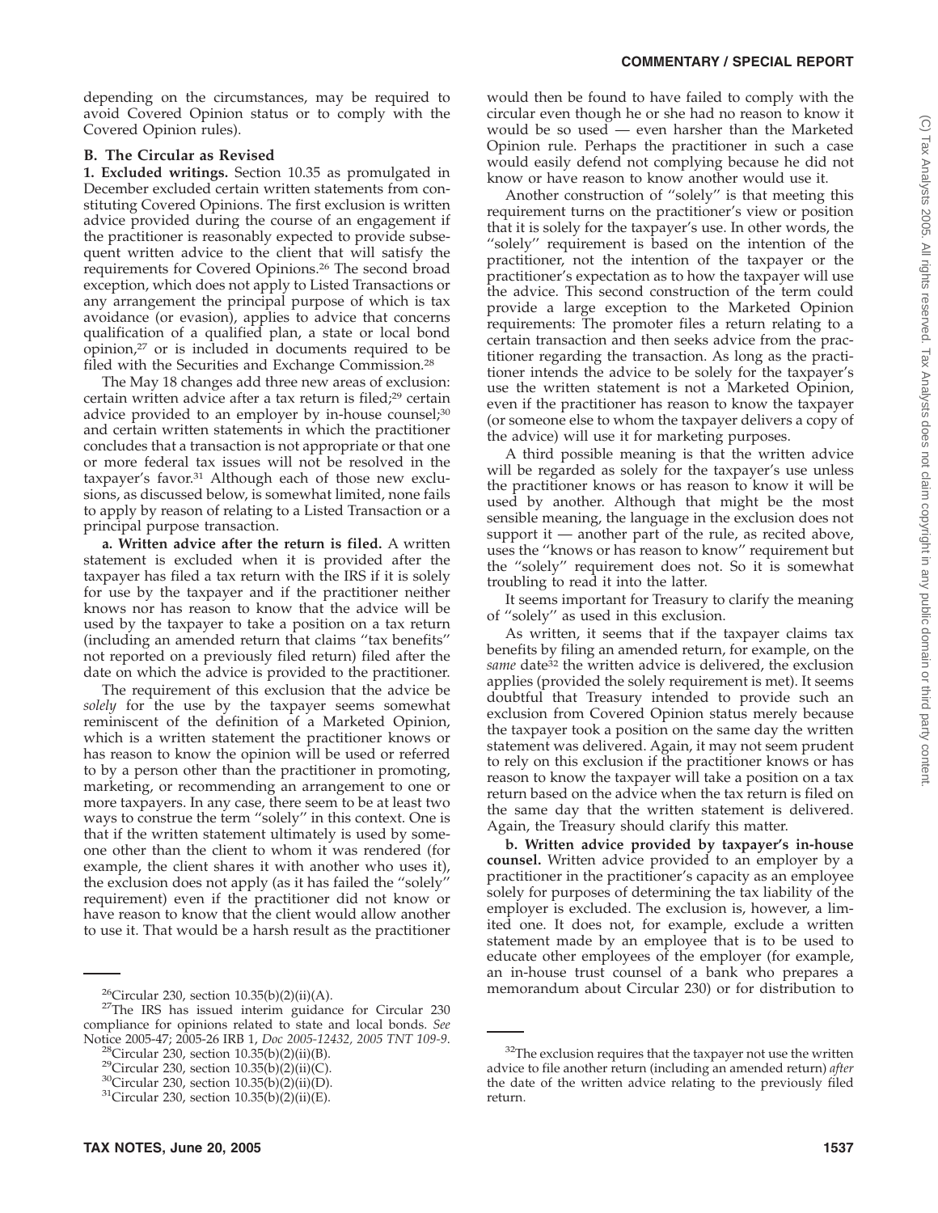depending on the circumstances, may be required to avoid Covered Opinion status or to comply with the Covered Opinion rules).

### B. The Circular as Revised

**1. Excluded writings.** Section 10.35 as promulgated in December excluded certain written statements from constituting Covered Opinions. The first exclusion is written advice provided during the course of an engagement if the practitioner is reasonably expected to provide subsequent written advice to the client that will satisfy the requirements for Covered Opinions.[26] The second broad exception, which does not apply to Listed Transactions or any arrangement the principal purpose of which is tax avoidance (or evasion), applies to advice that concerns qualification of a qualified plan, a state or local bond opinion,[27] or is included in documents required to be filed with the Securities and Exchange Commission.[28]

The May 18 changes add three new areas of exclusion: certain written advice after a tax return is filed;[29] certain advice provided to an employer by in-house counsel;[30] and certain written statements in which the practitioner concludes that a transaction is not appropriate or that one or more federal tax issues will not be resolved in the taxpayer's favor.[31] Although each of those new exclusions, as discussed below, is somewhat limited, none fails to apply by reason of relating to a Listed Transaction or a principal purpose transaction.

**a. Written advice after the return is filed.** A written statement is excluded when it is provided after the taxpayer has filed a tax return with the IRS if it is solely for use by the taxpayer and if the practitioner neither knows nor has reason to know that the advice will be used by the taxpayer to take a position on a tax return (including an amended return that claims "tax benefits" not reported on a previously filed return) filed after the date on which the advice is provided to the practitioner.

The requirement of this exclusion that the advice be *solely* for the use by the taxpayer seems somewhat reminiscent of the definition of a Marketed Opinion, which is a written statement the practitioner knows or has reason to know the opinion will be used or referred to by a person other than the practitioner in promoting, marketing, or recommending an arrangement to one or more taxpayers. In any case, there seem to be at least two ways to construe the term "solely" in this context. One is that if the written statement ultimately is used by someone other than the client to whom it was rendered (for example, the client shares it with another who uses it), the exclusion does not apply (as it has failed the "solely" requirement) even if the practitioner did not know or have reason to know that the client would allow another to use it. That would be a harsh result as the practitioner would then be found to have failed to comply with the circular even though he or she had no reason to know it would be so used — even harsher than the Marketed Opinion rule. Perhaps the practitioner in such a case would easily defend not complying because he did not know or have reason to know another would use it.

Another construction of "solely" is that meeting this requirement turns on the practitioner's view or position that it is solely for the taxpayer's use. In other words, the "solely" requirement is based on the intention of the practitioner, not the intention of the taxpayer or the practitioner's expectation as to how the taxpayer will use the advice. This second construction of the term could provide a large exception to the Marketed Opinion requirements: The promoter files a return relating to a certain transaction and then seeks advice from the practitioner regarding the transaction. As long as the practitioner intends the advice to be solely for the taxpayer's use the written statement is not a Marketed Opinion, even if the practitioner has reason to know the taxpayer (or someone else to whom the taxpayer delivers a copy of the advice) will use it for marketing purposes.

A third possible meaning is that the written advice will be regarded as solely for the taxpayer's use unless the practitioner knows or has reason to know it will be used by another. Although that might be the most sensible meaning, the language in the exclusion does not support it — another part of the rule, as recited above, uses the "knows or has reason to know" requirement but the "solely" requirement does not. So it is somewhat troubling to read it into the latter.

It seems important for Treasury to clarify the meaning of "solely" as used in this exclusion.

As written, it seems that if the taxpayer claims tax benefits by filing an amended return, for example, on the *same* date[32] the written advice is delivered, the exclusion applies (provided the solely requirement is met). It seems doubtful that Treasury intended to provide such an exclusion from Covered Opinion status merely because the taxpayer took a position on the same day the written statement was delivered. Again, it may not seem prudent to rely on this exclusion if the practitioner knows or has reason to know the taxpayer will take a position on a tax return based on the advice when the tax return is filed on the same day that the written statement is delivered. Again, the Treasury should clarify this matter.

**b. Written advice provided by taxpayer's in-house counsel.** Written advice provided to an employer by a practitioner in the practitioner's capacity as an employee solely for purposes of determining the tax liability of the employer is excluded. The exclusion is, however, a limited one. It does not, for example, exclude a written statement made by an employee that is to be used to educate other employees of the employer (for example, an in-house trust counsel of a bank who prepares a memorandum about Circular 230) or for distribution to

---

[26] Circular 230, section 10.35(b)(2)(ii)(A).

[27] The IRS has issued interim guidance for Circular 230 compliance for opinions related to state and local bonds. *See* Notice 2005-47; 2005-26 IRB 1, *Doc 2005-12432, 2005 TNT 109-9*.

[28] Circular 230, section 10.35(b)(2)(ii)(B).

[29] Circular 230, section 10.35(b)(2)(ii)(C).

[30] Circular 230, section 10.35(b)(2)(ii)(D).

[31] Circular 230, section 10.35(b)(2)(ii)(E).

[32] The exclusion requires that the taxpayer not use the written advice to file another return (including an amended return) *after* the date of the written advice relating to the previously filed return.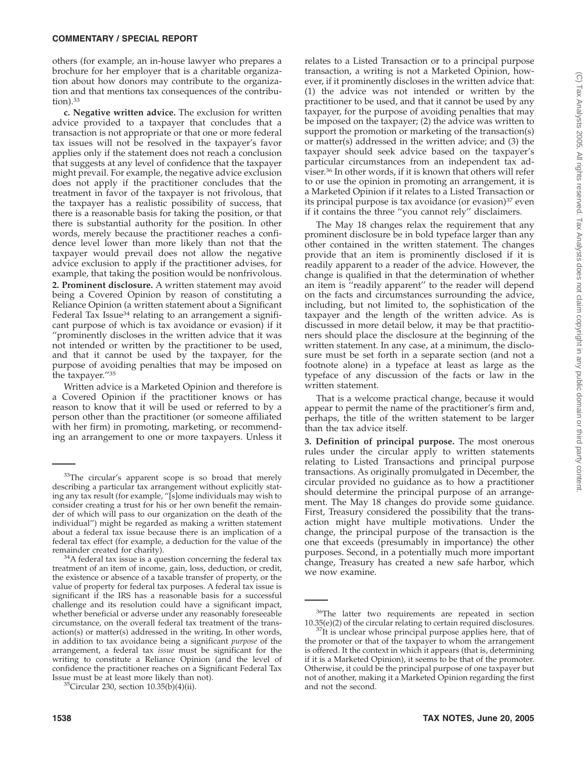others (for example, an in-house lawyer who prepares a brochure for her employer that is a charitable organization about how donors may contribute to the organization and that mentions tax consequences of the contribution).[33]

**c. Negative written advice.** The exclusion for written advice provided to a taxpayer that concludes that a transaction is not appropriate or that one or more federal tax issues will not be resolved in the taxpayer's favor applies only if the statement does not reach a conclusion that suggests at any level of confidence that the taxpayer might prevail. For example, the negative advice exclusion does not apply if the practitioner concludes that the treatment in favor of the taxpayer is not frivolous, that the taxpayer has a realistic possibility of success, that there is a reasonable basis for taking the position, or that there is substantial authority for the position. In other words, merely because the practitioner reaches a confidence level lower than more likely than not that the taxpayer would prevail does not allow the negative advice exclusion to apply if the practitioner advises, for example, that taking the position would be nonfrivolous.

**2. Prominent disclosure.** A written statement may avoid being a Covered Opinion by reason of constituting a Reliance Opinion (a written statement about a Significant Federal Tax Issue[34] relating to an arrangement a significant purpose of which is tax avoidance or evasion) if it "prominently discloses in the written advice that it was not intended or written by the practitioner to be used, and that it cannot be used by the taxpayer, for the purpose of avoiding penalties that may be imposed on the taxpayer."[35]

Written advice is a Marketed Opinion and therefore is a Covered Opinion if the practitioner knows or has reason to know that it will be used or referred to by a person other than the practitioner (or someone affiliated with her firm) in promoting, marketing, or recommending an arrangement to one or more taxpayers. Unless it relates to a Listed Transaction or to a principal purpose transaction, a writing is not a Marketed Opinion, however, if it prominently discloses in the written advice that: (1) the advice was not intended or written by the practitioner to be used, and that it cannot be used by any taxpayer, for the purpose of avoiding penalties that may be imposed on the taxpayer; (2) the advice was written to support the promotion or marketing of the transaction(s) or matter(s) addressed in the written advice; and (3) the taxpayer should seek advice based on the taxpayer's particular circumstances from an independent tax adviser.[36] In other words, if it is known that others will refer to or use the opinion in promoting an arrangement, it is a Marketed Opinion if it relates to a Listed Transaction or its principal purpose is tax avoidance (or evasion)[37] even if it contains the three "you cannot rely" disclaimers.

The May 18 changes relax the requirement that any prominent disclosure be in bold typeface larger than any other contained in the written statement. The changes provide that an item is prominently disclosed if it is readily apparent to a reader of the advice. However, the change is qualified in that the determination of whether an item is "readily apparent" to the reader will depend on the facts and circumstances surrounding the advice, including, but not limited to, the sophistication of the taxpayer and the length of the written advice. As is discussed in more detail below, it may be that practitioners should place the disclosure at the beginning of the written statement. In any case, at a minimum, the disclosure must be set forth in a separate section (and not a footnote alone) in a typeface at least as large as the typeface of any discussion of the facts or law in the written statement.

That is a welcome practical change, because it would appear to permit the name of the practitioner's firm and, perhaps, the title of the written statement to be larger than the tax advice itself.

**3. Definition of principal purpose.** The most onerous rules under the circular apply to written statements relating to Listed Transactions and principal purpose transactions. As originally promulgated in December, the circular provided no guidance as to how a practitioner should determine the principal purpose of an arrangement. The May 18 changes do provide some guidance. First, Treasury considered the possibility that the transaction might have multiple motivations. Under the change, the principal purpose of the transaction is the one that exceeds (presumably in importance) the other purposes. Second, in a potentially much more important change, Treasury has created a new safe harbor, which we now examine.

---

[33]The circular's apparent scope is so broad that merely describing a particular tax arrangement without explicitly stating any tax result (for example, "[s]ome individuals may wish to consider creating a trust for his or her own benefit the remainder of which will pass to our organization on the death of the individual") might be regarded as making a written statement about a federal tax issue because there is an implication of a federal tax effect (for example, a deduction for the value of the remainder created for charity).

[34]A federal tax issue is a question concerning the federal tax treatment of an item of income, gain, loss, deduction, or credit, the existence or absence of a taxable transfer of property, or the value of property for federal tax purposes. A federal tax issue is significant if the IRS has a reasonable basis for a successful challenge and its resolution could have a significant impact, whether beneficial or adverse under any reasonably foreseeable circumstance, on the overall federal tax treatment of the transaction(s) or matter(s) addressed in the writing. In other words, in addition to tax avoidance being a significant *purpose* of the arrangement, a federal tax *issue* must be significant for the writing to constitute a Reliance Opinion (and the level of confidence the practitioner reaches on a Significant Federal Tax Issue must be at least more likely than not).

[35]Circular 230, section 10.35(b)(4)(ii).

[36]The latter two requirements are repeated in section 10.35(e)(2) of the circular relating to certain required disclosures.

[37]It is unclear whose principal purpose applies here, that of the promoter or that of the taxpayer to whom the arrangement is offered. It the context in which it appears (that is, determining if it is a Marketed Opinion), it seems to be that of the promoter. Otherwise, it could be the principal purpose of one taxpayer but not of another, making it a Marketed Opinion regarding the first and not the second.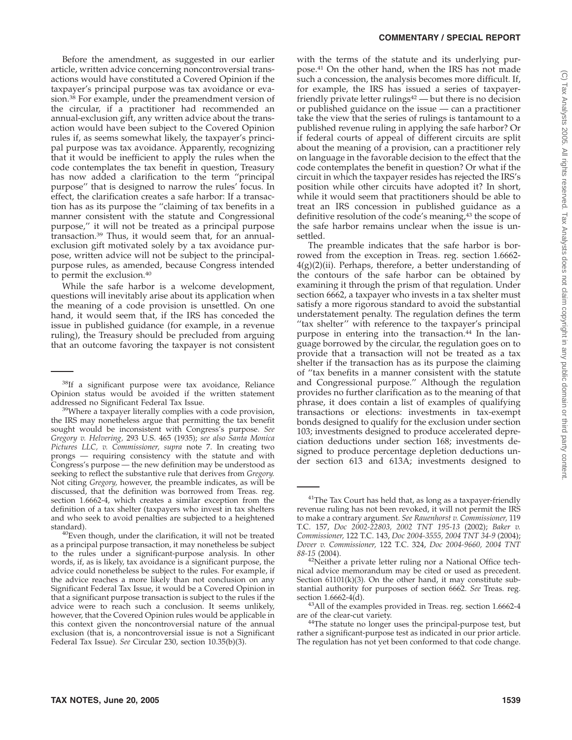Before the amendment, as suggested in our earlier article, written advice concerning noncontroversial transactions would have constituted a Covered Opinion if the taxpayer's principal purpose was tax avoidance or evasion.[38] For example, under the preamendment version of the circular, if a practitioner had recommended an annual-exclusion gift, any written advice about the transaction would have been subject to the Covered Opinion rules if, as seems somewhat likely, the taxpayer's principal purpose was tax avoidance. Apparently, recognizing that it would be inefficient to apply the rules when the code contemplates the tax benefit in question, Treasury has now added a clarification to the term "principal purpose" that is designed to narrow the rules' focus. In effect, the clarification creates a safe harbor: If a transaction has as its purpose the "claiming of tax benefits in a manner consistent with the statute and Congressional purpose," it will not be treated as a principal purpose transaction.[39] Thus, it would seem that, for an annual-exclusion gift motivated solely by a tax avoidance purpose, written advice will not be subject to the principal-purpose rules, as amended, because Congress intended to permit the exclusion.[40]

While the safe harbor is a welcome development, questions will inevitably arise about its application when the meaning of a code provision is unsettled. On one hand, it would seem that, if the IRS has conceded the issue in published guidance (for example, in a revenue ruling), the Treasury should be precluded from arguing that an outcome favoring the taxpayer is not consistent with the terms of the statute and its underlying purpose.[41] On the other hand, when the IRS has not made such a concession, the analysis becomes more difficult. If, for example, the IRS has issued a series of taxpayer-friendly private letter rulings[42] — but there is no decision or published guidance on the issue — can a practitioner take the view that the series of rulings is tantamount to a published revenue ruling in applying the safe harbor? Or if federal courts of appeal of different circuits are split about the meaning of a provision, can a practitioner rely on language in the favorable decision to the effect that the code contemplates the benefit in question? Or what if the circuit in which the taxpayer resides has rejected the IRS's position while other circuits have adopted it? In short, while it would seem that practitioners should be able to treat an IRS concession in published guidance as a definitive resolution of the code's meaning,[43] the scope of the safe harbor remains unclear when the issue is unsettled.

The preamble indicates that the safe harbor is borrowed from the exception in Treas. reg. section 1.6662-4(g)(2)(ii). Perhaps, therefore, a better understanding of the contours of the safe harbor can be obtained by examining it through the prism of that regulation. Under section 6662, a taxpayer who invests in a tax shelter must satisfy a more rigorous standard to avoid the substantial understatement penalty. The regulation defines the term "tax shelter" with reference to the taxpayer's principal purpose in entering into the transaction.[44] In the language borrowed by the circular, the regulation goes on to provide that a transaction will not be treated as a tax shelter if the transaction has as its purpose the claiming of "tax benefits in a manner consistent with the statute and Congressional purpose." Although the regulation provides no further clarification as to the meaning of that phrase, it does contain a list of examples of qualifying transactions or elections: investments in tax-exempt bonds designed to qualify for the exclusion under section 103; investments designed to produce accelerated depreciation deductions under section 168; investments designed to produce percentage depletion deductions under section 613 and 613A; investments designed to

---

[38]If a significant purpose were tax avoidance, Reliance Opinion status would be avoided if the written statement addressed no Significant Federal Tax Issue.

[39]Where a taxpayer literally complies with a code provision, the IRS may nonetheless argue that permitting the tax benefit sought would be inconsistent with Congress's purpose. *See Gregory v. Helvering*, 293 U.S. 465 (1935); *see also Santa Monica Pictures LLC, v. Commissioner, supra* note 7. In creating two prongs — requiring consistency with the statute and with Congress's purpose — the new definition may be understood as seeking to reflect the substantive rule that derives from *Gregory.* Not citing *Gregory,* however, the preamble indicates, as will be discussed, that the definition was borrowed from Treas. reg. section 1.6662-4, which creates a similar exception from the definition of a tax shelter (taxpayers who invest in tax shelters and who seek to avoid penalties are subjected to a heightened standard).

[40]Even though, under the clarification, it will not be treated as a principal purpose transaction, it may nonetheless be subject to the rules under a significant-purpose analysis. In other words, if, as is likely, tax avoidance is a significant purpose, the advice could nonetheless be subject to the rules. For example, if the advice reaches a more likely than not conclusion on any Significant Federal Tax Issue, it would be a Covered Opinion in that a significant purpose transaction is subject to the rules if the advice were to reach such a conclusion. It seems unlikely, however, that the Covered Opinion rules would be applicable in this context given the noncontroversial nature of the annual exclusion (that is, a noncontroversial issue is not a Significant Federal Tax Issue). *See* Circular 230, section 10.35(b)(3).

[41]The Tax Court has held that, as long as a taxpayer-friendly revenue ruling has not been revoked, it will not permit the IRS to make a contrary argument. *See Rauenhorst v. Commissioner,* 119 T.C. 157, *Doc 2002-22803, 2002 TNT 195-13* (2002); *Baker v. Commissioner,* 122 T.C. 143, *Doc 2004-3555, 2004 TNT 34-9* (2004); *Dover v. Commissioner,* 122 T.C. 324, *Doc 2004-9660, 2004 TNT 88-15* (2004).

[42]Neither a private letter ruling nor a National Office technical advice memorandum may be cited or used as precedent. Section 61101(k)(3). On the other hand, it may constitute substantial authority for purposes of section 6662. *See* Treas. reg. section 1.6662-4(d).

[43]All of the examples provided in Treas. reg. section 1.6662-4 are of the clear-cut variety.

[44]The statute no longer uses the principal-purpose test, but rather a significant-purpose test as indicated in our prior article. The regulation has not yet been conformed to that code change.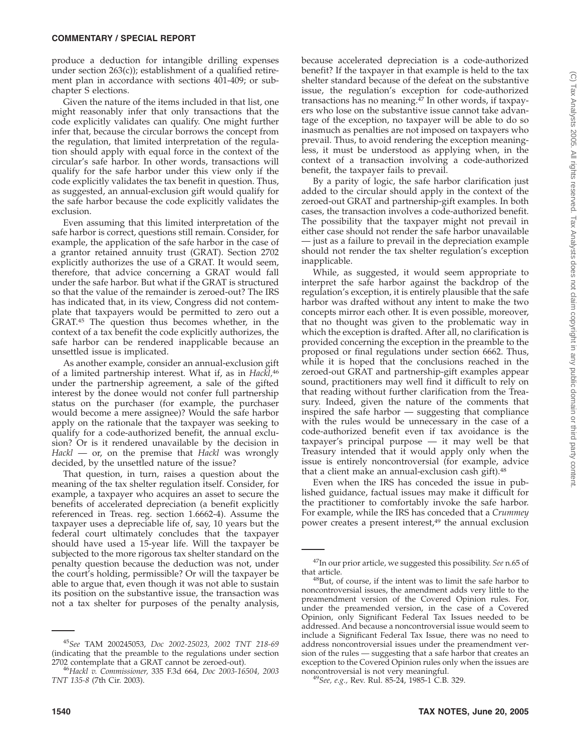produce a deduction for intangible drilling expenses under section 263(c)); establishment of a qualified retirement plan in accordance with sections 401-409; or subchapter S elections.

Given the nature of the items included in that list, one might reasonably infer that only transactions that the code explicitly validates can qualify. One might further infer that, because the circular borrows the concept from the regulation, that limited interpretation of the regulation should apply with equal force in the context of the circular's safe harbor. In other words, transactions will qualify for the safe harbor under this view only if the code explicitly validates the tax benefit in question. Thus, as suggested, an annual-exclusion gift would qualify for the safe harbor because the code explicitly validates the exclusion.

Even assuming that this limited interpretation of the safe harbor is correct, questions still remain. Consider, for example, the application of the safe harbor in the case of a grantor retained annuity trust (GRAT). Section 2702 explicitly authorizes the use of a GRAT. It would seem, therefore, that advice concerning a GRAT would fall under the safe harbor. But what if the GRAT is structured so that the value of the remainder is zeroed-out? The IRS has indicated that, in its view, Congress did not contemplate that taxpayers would be permitted to zero out a GRAT.[45] The question thus becomes whether, in the context of a tax benefit the code explicitly authorizes, the safe harbor can be rendered inapplicable because an unsettled issue is implicated.

As another example, consider an annual-exclusion gift of a limited partnership interest. What if, as in *Hackl*,[46] under the partnership agreement, a sale of the gifted interest by the donee would not confer full partnership status on the purchaser (for example, the purchaser would become a mere assignee)? Would the safe harbor apply on the rationale that the taxpayer was seeking to qualify for a code-authorized benefit, the annual exclusion? Or is it rendered unavailable by the decision in *Hackl* — or, on the premise that *Hackl* was wrongly decided, by the unsettled nature of the issue?

That question, in turn, raises a question about the meaning of the tax shelter regulation itself. Consider, for example, a taxpayer who acquires an asset to secure the benefits of accelerated depreciation (a benefit explicitly referenced in Treas. reg. section 1.6662-4). Assume the taxpayer uses a depreciable life of, say, 10 years but the federal court ultimately concludes that the taxpayer should have used a 15-year life. Will the taxpayer be subjected to the more rigorous tax shelter standard on the penalty question because the deduction was not, under the court's holding, permissible? Or will the taxpayer be able to argue that, even though it was not able to sustain its position on the substantive issue, the transaction was not a tax shelter for purposes of the penalty analysis, because accelerated depreciation is a code-authorized benefit? If the taxpayer in that example is held to the tax shelter standard because of the defeat on the substantive issue, the regulation's exception for code-authorized transactions has no meaning.[47] In other words, if taxpayers who lose on the substantive issue cannot take advantage of the exception, no taxpayer will be able to do so inasmuch as penalties are not imposed on taxpayers who prevail. Thus, to avoid rendering the exception meaningless, it must be understood as applying when, in the context of a transaction involving a code-authorized benefit, the taxpayer fails to prevail.

By a parity of logic, the safe harbor clarification just added to the circular should apply in the context of the zeroed-out GRAT and partnership-gift examples. In both cases, the transaction involves a code-authorized benefit. The possibility that the taxpayer might not prevail in either case should not render the safe harbor unavailable — just as a failure to prevail in the depreciation example should not render the tax shelter regulation's exception inapplicable.

While, as suggested, it would seem appropriate to interpret the safe harbor against the backdrop of the regulation's exception, it is entirely plausible that the safe harbor was drafted without any intent to make the two concepts mirror each other. It is even possible, moreover, that no thought was given to the problematic way in which the exception is drafted. After all, no clarification is provided concerning the exception in the preamble to the proposed or final regulations under section 6662. Thus, while it is hoped that the conclusions reached in the zeroed-out GRAT and partnership-gift examples appear sound, practitioners may well find it difficult to rely on that reading without further clarification from the Treasury. Indeed, given the nature of the comments that inspired the safe harbor — suggesting that compliance with the rules would be unnecessary in the case of a code-authorized benefit even if tax avoidance is the taxpayer's principal purpose — it may well be that Treasury intended that it would apply only when the issue is entirely noncontroversial (for example, advice that a client make an annual-exclusion cash gift).[48]

Even when the IRS has conceded the issue in published guidance, factual issues may make it difficult for the practitioner to comfortably invoke the safe harbor. For example, while the IRS has conceded that a *Crummey* power creates a present interest,[49] the annual exclusion

---

[45]*See* TAM 200245053, *Doc 2002-25023, 2002 TNT 218-69* (indicating that the preamble to the regulations under section 2702 contemplate that a GRAT cannot be zeroed-out).

[46]*Hackl v. Commissioner,* 335 F.3d 664, *Doc 2003-16504, 2003 TNT 135-8* (7th Cir. 2003).

[47]In our prior article, we suggested this possibility. *See* n.65 of that article.

[48]But, of course, if the intent was to limit the safe harbor to noncontroversial issues, the amendment adds very little to the preamendment version of the Covered Opinion rules. For, under the preamended version, in the case of a Covered Opinion, only Significant Federal Tax Issues needed to be addressed. And because a noncontroversial issue would seem to include a Significant Federal Tax Issue, there was no need to address noncontroversial issues under the preamendment version of the rules — suggesting that a safe harbor that creates an exception to the Covered Opinion rules only when the issues are noncontroversial is not very meaningful.

[49]*See, e.g.,* Rev. Rul. 85-24, 1985-1 C.B. 329.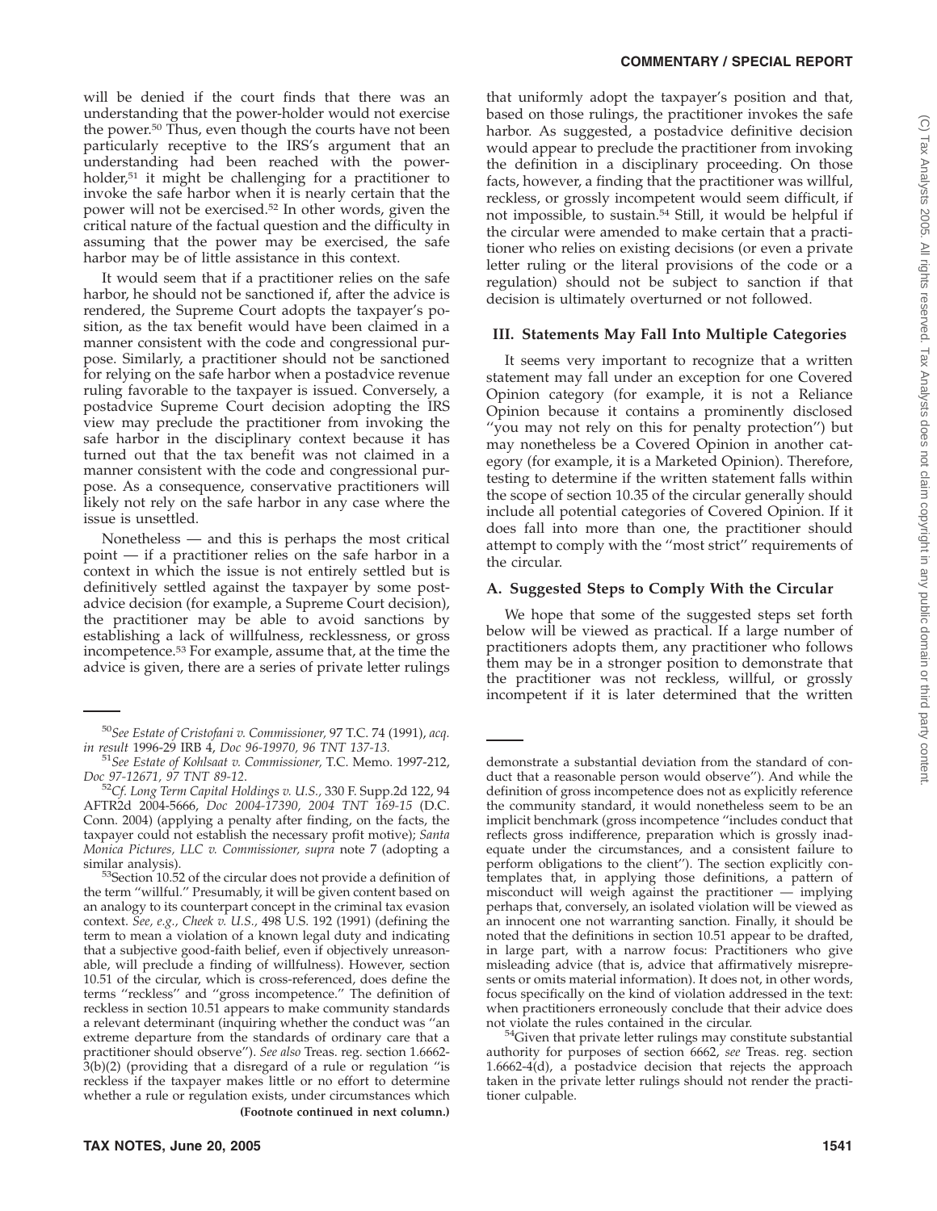will be denied if the court finds that there was an understanding that the power-holder would not exercise the power.[50] Thus, even though the courts have not been particularly receptive to the IRS's argument that an understanding had been reached with the power-holder,[51] it might be challenging for a practitioner to invoke the safe harbor when it is nearly certain that the power will not be exercised.[52] In other words, given the critical nature of the factual question and the difficulty in assuming that the power may be exercised, the safe harbor may be of little assistance in this context.

It would seem that if a practitioner relies on the safe harbor, he should not be sanctioned if, after the advice is rendered, the Supreme Court adopts the taxpayer's position, as the tax benefit would have been claimed in a manner consistent with the code and congressional purpose. Similarly, a practitioner should not be sanctioned for relying on the safe harbor when a postadvice revenue ruling favorable to the taxpayer is issued. Conversely, a postadvice Supreme Court decision adopting the IRS view may preclude the practitioner from invoking the safe harbor in the disciplinary context because it has turned out that the tax benefit was not claimed in a manner consistent with the code and congressional purpose. As a consequence, conservative practitioners will likely not rely on the safe harbor in any case where the issue is unsettled.

Nonetheless — and this is perhaps the most critical point — if a practitioner relies on the safe harbor in a context in which the issue is not entirely settled but is definitively settled against the taxpayer by some postadvice decision (for example, a Supreme Court decision), the practitioner may be able to avoid sanctions by establishing a lack of willfulness, recklessness, or gross incompetence.[53] For example, assume that, at the time the advice is given, there are a series of private letter rulings that uniformly adopt the taxpayer's position and that, based on those rulings, the practitioner invokes the safe harbor. As suggested, a postadvice definitive decision would appear to preclude the practitioner from invoking the definition in a disciplinary proceeding. On those facts, however, a finding that the practitioner was willful, reckless, or grossly incompetent would seem difficult, if not impossible, to sustain.[54] Still, it would be helpful if the circular were amended to make certain that a practitioner who relies on existing decisions (or even a private letter ruling or the literal provisions of the code or a regulation) should not be subject to sanction if that decision is ultimately overturned or not followed.

## III. Statements May Fall Into Multiple Categories

It seems very important to recognize that a written statement may fall under an exception for one Covered Opinion category (for example, it is not a Reliance Opinion because it contains a prominently disclosed "you may not rely on this for penalty protection") but may nonetheless be a Covered Opinion in another category (for example, it is a Marketed Opinion). Therefore, testing to determine if the written statement falls within the scope of section 10.35 of the circular generally should include all potential categories of Covered Opinion. If it does fall into more than one, the practitioner should attempt to comply with the "most strict" requirements of the circular.

### A. Suggested Steps to Comply With the Circular

We hope that some of the suggested steps set forth below will be viewed as practical. If a large number of practitioners adopts them, any practitioner who follows them may be in a stronger position to demonstrate that the practitioner was not reckless, willful, or grossly incompetent if it is later determined that the written

---

[50] *See Estate of Cristofani v. Commissioner,* 97 T.C. 74 (1991), *acq. in result* 1996-29 IRB 4, *Doc 96-19970, 96 TNT 137-13.*

[51] *See Estate of Kohlsaat v. Commissioner,* T.C. Memo. 1997-212, *Doc 97-12671, 97 TNT 89-12.*

[52] *Cf. Long Term Capital Holdings v. U.S.,* 330 F. Supp.2d 122, 94 AFTR2d 2004-5666, *Doc 2004-17390, 2004 TNT 169-15* (D.C. Conn. 2004) (applying a penalty after finding, on the facts, the taxpayer could not establish the necessary profit motive); *Santa Monica Pictures, LLC v. Commissioner, supra* note 7 (adopting a similar analysis).

[53] Section 10.52 of the circular does not provide a definition of the term "willful." Presumably, it will be given content based on an analogy to its counterpart concept in the criminal tax evasion context. *See, e.g., Cheek v. U.S.,* 498 U.S. 192 (1991) (defining the term to mean a violation of a known legal duty and indicating that a subjective good-faith belief, even if objectively unreasonable, will preclude a finding of willfulness). However, section 10.51 of the circular, which is cross-referenced, does define the terms "reckless" and "gross incompetence." The definition of reckless in section 10.51 appears to make community standards a relevant determinant (inquiring whether the conduct was "an extreme departure from the standards of ordinary care that a practitioner should observe"). *See also* Treas. reg. section 1.6662-3(b)(2) (providing that a disregard of a rule or regulation "is reckless if the taxpayer makes little or no effort to determine whether a rule or regulation exists, under circumstances which demonstrate a substantial deviation from the standard of conduct that a reasonable person would observe"). And while the definition of gross incompetence does not as explicitly reference the community standard, it would nonetheless seem to be an implicit benchmark (gross incompetence "includes conduct that reflects gross indifference, preparation which is grossly inadequate under the circumstances, and a consistent failure to perform obligations to the client"). The section explicitly contemplates that, in applying those definitions, a pattern of misconduct will weigh against the practitioner — implying perhaps that, conversely, an isolated violation will be viewed as an innocent one not warranting sanction. Finally, it should be noted that the definitions in section 10.51 appear to be drafted, in large part, with a narrow focus: Practitioners who give misleading advice (that is, advice that affirmatively misrepresents or omits material information). It does not, in other words, focus specifically on the kind of violation addressed in the text: when practitioners erroneously conclude that their advice does not violate the rules contained in the circular.

[54] Given that private letter rulings may constitute substantial authority for purposes of section 6662, *see* Treas. reg. section 1.6662-4(d), a postadvice decision that rejects the approach taken in the private letter rulings should not render the practitioner culpable.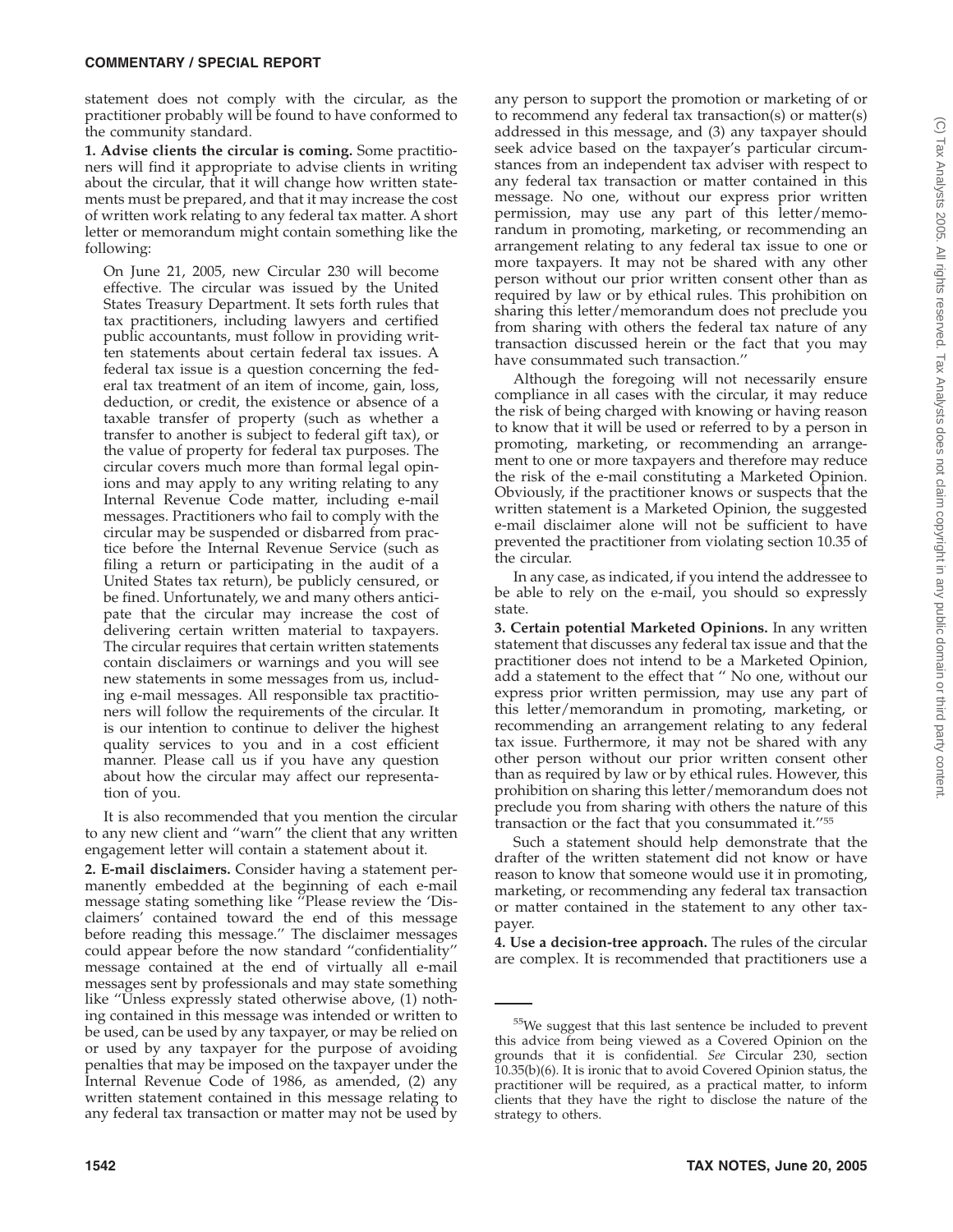statement does not comply with the circular, as the practitioner probably will be found to have conformed to the community standard.

**1. Advise clients the circular is coming.** Some practitioners will find it appropriate to advise clients in writing about the circular, that it will change how written statements must be prepared, and that it may increase the cost of written work relating to any federal tax matter. A short letter or memorandum might contain something like the following:

> On June 21, 2005, new Circular 230 will become effective. The circular was issued by the United States Treasury Department. It sets forth rules that tax practitioners, including lawyers and certified public accountants, must follow in providing written statements about certain federal tax issues. A federal tax issue is a question concerning the federal tax treatment of an item of income, gain, loss, deduction, or credit, the existence or absence of a taxable transfer of property (such as whether a transfer to another is subject to federal gift tax), or the value of property for federal tax purposes. The circular covers much more than formal legal opinions and may apply to any writing relating to any Internal Revenue Code matter, including e-mail messages. Practitioners who fail to comply with the circular may be suspended or disbarred from practice before the Internal Revenue Service (such as filing a return or participating in the audit of a United States tax return), be publicly censured, or be fined. Unfortunately, we and many others anticipate that the circular may increase the cost of delivering certain written material to taxpayers. The circular requires that certain written statements contain disclaimers or warnings and you will see new statements in some messages from us, including e-mail messages. All responsible tax practitioners will follow the requirements of the circular. It is our intention to continue to deliver the highest quality services to you and in a cost efficient manner. Please call us if you have any question about how the circular may affect our representation of you.

It is also recommended that you mention the circular to any new client and "warn" the client that any written engagement letter will contain a statement about it.

**2. E-mail disclaimers.** Consider having a statement permanently embedded at the beginning of each e-mail message stating something like "Please review the 'Disclaimers' contained toward the end of this message before reading this message." The disclaimer messages could appear before the now standard "confidentiality" message contained at the end of virtually all e-mail messages sent by professionals and may state something like "Unless expressly stated otherwise above, (1) nothing contained in this message was intended or written to be used, can be used by any taxpayer, or may be relied on or used by any taxpayer for the purpose of avoiding penalties that may be imposed on the taxpayer under the Internal Revenue Code of 1986, as amended, (2) any written statement contained in this message relating to any federal tax transaction or matter may not be used by any person to support the promotion or marketing of or to recommend any federal tax transaction(s) or matter(s) addressed in this message, and (3) any taxpayer should seek advice based on the taxpayer's particular circumstances from an independent tax adviser with respect to any federal tax transaction or matter contained in this message. No one, without our express prior written permission, may use any part of this letter/memorandum in promoting, marketing, or recommending an arrangement relating to any federal tax issue to one or more taxpayers. It may not be shared with any other person without our prior written consent other than as required by law or by ethical rules. This prohibition on sharing this letter/memorandum does not preclude you from sharing with others the federal tax nature of any transaction discussed herein or the fact that you may have consummated such transaction."

Although the foregoing will not necessarily ensure compliance in all cases with the circular, it may reduce the risk of being charged with knowing or having reason to know that it will be used or referred to by a person in promoting, marketing, or recommending an arrangement to one or more taxpayers and therefore may reduce the risk of the e-mail constituting a Marketed Opinion. Obviously, if the practitioner knows or suspects that the written statement is a Marketed Opinion, the suggested e-mail disclaimer alone will not be sufficient to have prevented the practitioner from violating section 10.35 of the circular.

In any case, as indicated, if you intend the addressee to be able to rely on the e-mail, you should so expressly state.

**3. Certain potential Marketed Opinions.** In any written statement that discusses any federal tax issue and that the practitioner does not intend to be a Marketed Opinion, add a statement to the effect that " No one, without our express prior written permission, may use any part of this letter/memorandum in promoting, marketing, or recommending an arrangement relating to any federal tax issue. Furthermore, it may not be shared with any other person without our prior written consent other than as required by law or by ethical rules. However, this prohibition on sharing this letter/memorandum does not preclude you from sharing with others the nature of this transaction or the fact that you consummated it."[55]

Such a statement should help demonstrate that the drafter of the written statement did not know or have reason to know that someone would use it in promoting, marketing, or recommending any federal tax transaction or matter contained in the statement to any other taxpayer.

**4. Use a decision-tree approach.** The rules of the circular are complex. It is recommended that practitioners use a

---

[55]We suggest that this last sentence be included to prevent this advice from being viewed as a Covered Opinion on the grounds that it is confidential. *See* Circular 230, section 10.35(b)(6). It is ironic that to avoid Covered Opinion status, the practitioner will be required, as a practical matter, to inform clients that they have the right to disclose the nature of the strategy to others.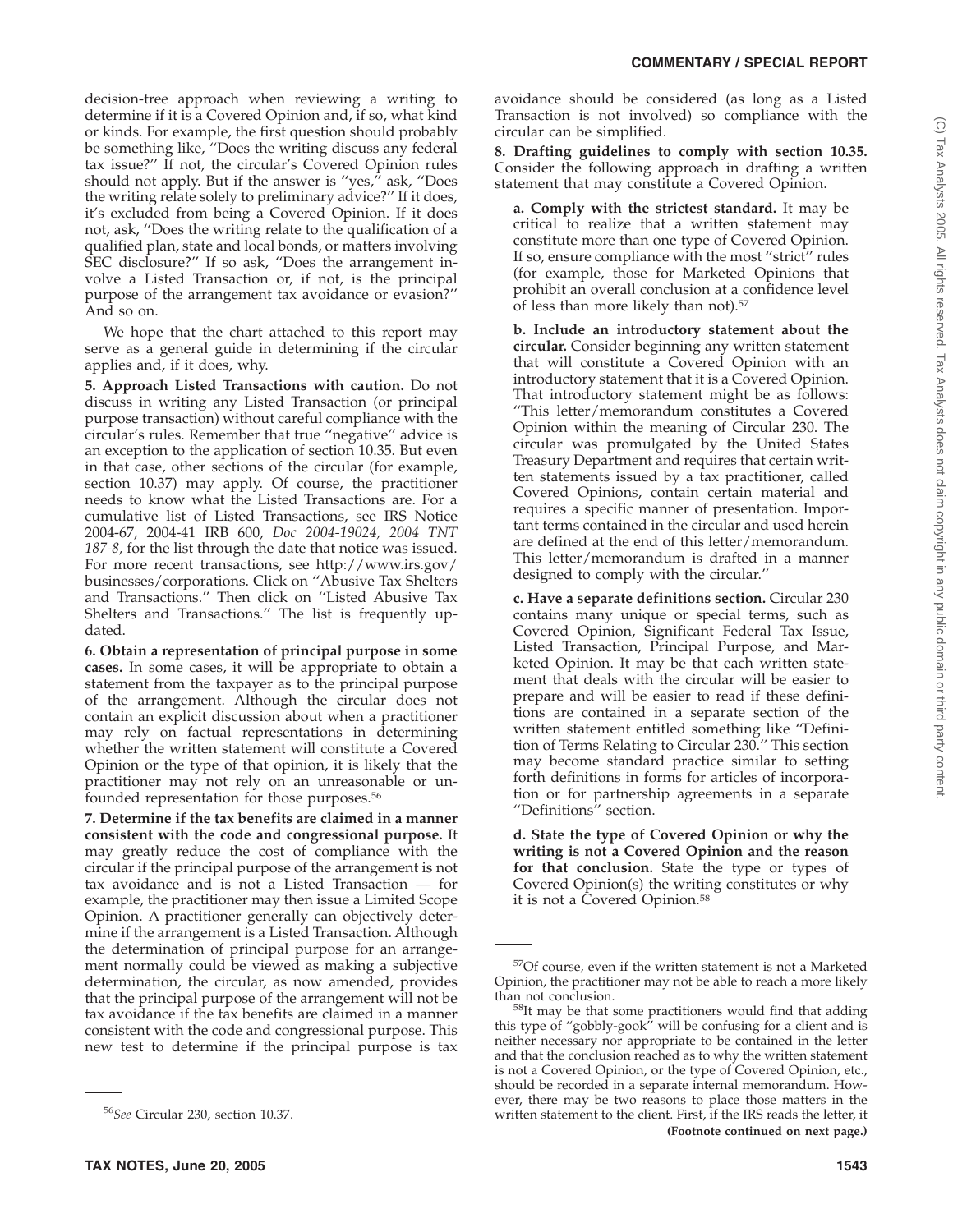decision-tree approach when reviewing a writing to determine if it is a Covered Opinion and, if so, what kind or kinds. For example, the first question should probably be something like, ''Does the writing discuss any federal tax issue?'' If not, the circular's Covered Opinion rules should not apply. But if the answer is ''yes,'' ask, ''Does the writing relate solely to preliminary advice?'' If it does, it's excluded from being a Covered Opinion. If it does not, ask, ''Does the writing relate to the qualification of a qualified plan, state and local bonds, or matters involving SEC disclosure?'' If so ask, ''Does the arrangement involve a Listed Transaction or, if not, is the principal purpose of the arrangement tax avoidance or evasion?'' And so on.

We hope that the chart attached to this report may serve as a general guide in determining if the circular applies and, if it does, why.

**5. Approach Listed Transactions with caution.** Do not discuss in writing any Listed Transaction (or principal purpose transaction) without careful compliance with the circular's rules. Remember that true ''negative'' advice is an exception to the application of section 10.35. But even in that case, other sections of the circular (for example, section 10.37) may apply. Of course, the practitioner needs to know what the Listed Transactions are. For a cumulative list of Listed Transactions, see IRS Notice 2004-67, 2004-41 IRB 600, *Doc 2004-19024, 2004 TNT 187-8,* for the list through the date that notice was issued. For more recent transactions, see http://www.irs.gov/businesses/corporations. Click on ''Abusive Tax Shelters and Transactions.'' Then click on ''Listed Abusive Tax Shelters and Transactions.'' The list is frequently updated.

**6. Obtain a representation of principal purpose in some cases.** In some cases, it will be appropriate to obtain a statement from the taxpayer as to the principal purpose of the arrangement. Although the circular does not contain an explicit discussion about when a practitioner may rely on factual representations in determining whether the written statement will constitute a Covered Opinion or the type of that opinion, it is likely that the practitioner may not rely on an unreasonable or unfounded representation for those purposes.[56]

**7. Determine if the tax benefits are claimed in a manner consistent with the code and congressional purpose.** It may greatly reduce the cost of compliance with the circular if the principal purpose of the arrangement is not tax avoidance and is not a Listed Transaction — for example, the practitioner may then issue a Limited Scope Opinion. A practitioner generally can objectively determine if the arrangement is a Listed Transaction. Although the determination of principal purpose for an arrangement normally could be viewed as making a subjective determination, the circular, as now amended, provides that the principal purpose of the arrangement will not be tax avoidance if the tax benefits are claimed in a manner consistent with the code and congressional purpose. This new test to determine if the principal purpose is tax avoidance should be considered (as long as a Listed Transaction is not involved) so compliance with the circular can be simplified.

**8. Drafting guidelines to comply with section 10.35.** Consider the following approach in drafting a written statement that may constitute a Covered Opinion.

> **a. Comply with the strictest standard.** It may be critical to realize that a written statement may constitute more than one type of Covered Opinion. If so, ensure compliance with the most ''strict'' rules (for example, those for Marketed Opinions that prohibit an overall conclusion at a confidence level of less than more likely than not).[57]
>
> **b. Include an introductory statement about the circular.** Consider beginning any written statement that will constitute a Covered Opinion with an introductory statement that it is a Covered Opinion. That introductory statement might be as follows: ''This letter/memorandum constitutes a Covered Opinion within the meaning of Circular 230. The circular was promulgated by the United States Treasury Department and requires that certain written statements issued by a tax practitioner, called Covered Opinions, contain certain material and requires a specific manner of presentation. Important terms contained in the circular and used herein are defined at the end of this letter/memorandum. This letter/memorandum is drafted in a manner designed to comply with the circular.''
>
> **c. Have a separate definitions section.** Circular 230 contains many unique or special terms, such as Covered Opinion, Significant Federal Tax Issue, Listed Transaction, Principal Purpose, and Marketed Opinion. It may be that each written statement that deals with the circular will be easier to prepare and will be easier to read if these definitions are contained in a separate section of the written statement entitled something like ''Definition of Terms Relating to Circular 230.'' This section may become standard practice similar to setting forth definitions in forms for articles of incorporation or for partnership agreements in a separate ''Definitions'' section.
>
> **d. State the type of Covered Opinion or why the writing is not a Covered Opinion and the reason for that conclusion.** State the type or types of Covered Opinion(s) the writing constitutes or why it is not a Covered Opinion.[58]

---

[56]*See* Circular 230, section 10.37.

[57]Of course, even if the written statement is not a Marketed Opinion, the practitioner may not be able to reach a more likely than not conclusion.

[58]It may be that some practitioners would find that adding this type of ''gobbly-gook'' will be confusing for a client and is neither necessary nor appropriate to be contained in the letter and that the conclusion reached as to why the written statement is not a Covered Opinion, or the type of Covered Opinion, etc., should be recorded in a separate internal memorandum. However, there may be two reasons to place those matters in the written statement to the client. First, if the IRS reads the letter, it

**(Footnote continued on next page.)**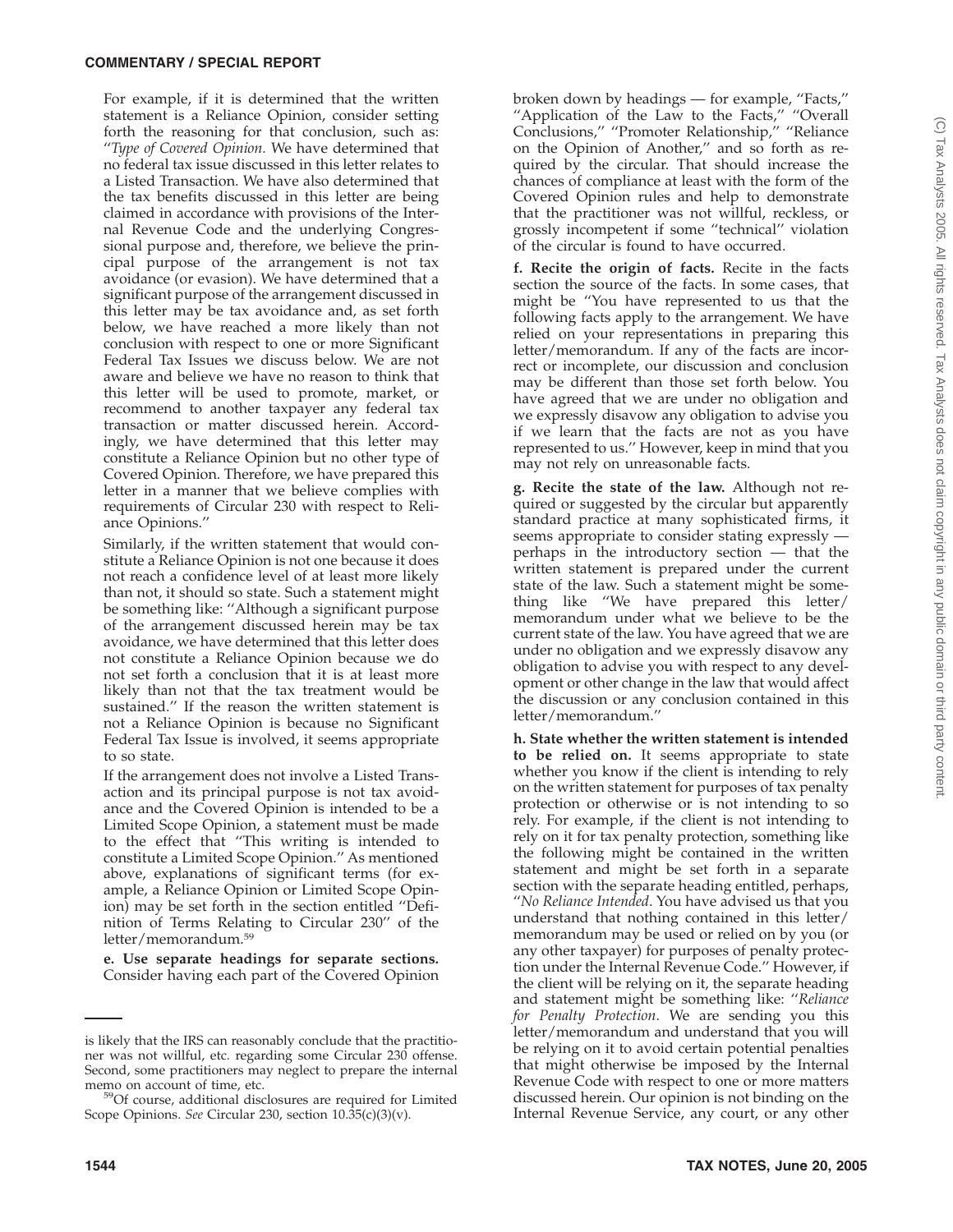For example, if it is determined that the written statement is a Reliance Opinion, consider setting forth the reasoning for that conclusion, such as: "*Type of Covered Opinion.* We have determined that no federal tax issue discussed in this letter relates to a Listed Transaction. We have also determined that the tax benefits discussed in this letter are being claimed in accordance with provisions of the Internal Revenue Code and the underlying Congressional purpose and, therefore, we believe the principal purpose of the arrangement is not tax avoidance (or evasion). We have determined that a significant purpose of the arrangement discussed in this letter may be tax avoidance and, as set forth below, we have reached a more likely than not conclusion with respect to one or more Significant Federal Tax Issues we discuss below. We are not aware and believe we have no reason to think that this letter will be used to promote, market, or recommend to another taxpayer any federal tax transaction or matter discussed herein. Accordingly, we have determined that this letter may constitute a Reliance Opinion but no other type of Covered Opinion. Therefore, we have prepared this letter in a manner that we believe complies with requirements of Circular 230 with respect to Reliance Opinions."

Similarly, if the written statement that would constitute a Reliance Opinion is not one because it does not reach a confidence level of at least more likely than not, it should so state. Such a statement might be something like: "Although a significant purpose of the arrangement discussed herein may be tax avoidance, we have determined that this letter does not constitute a Reliance Opinion because we do not set forth a conclusion that it is at least more likely than not that the tax treatment would be sustained." If the reason the written statement is not a Reliance Opinion is because no Significant Federal Tax Issue is involved, it seems appropriate to so state.

If the arrangement does not involve a Listed Transaction and its principal purpose is not tax avoidance and the Covered Opinion is intended to be a Limited Scope Opinion, a statement must be made to the effect that "This writing is intended to constitute a Limited Scope Opinion." As mentioned above, explanations of significant terms (for example, a Reliance Opinion or Limited Scope Opinion) may be set forth in the section entitled "Definition of Terms Relating to Circular 230" of the letter/memorandum.[59]

**e. Use separate headings for separate sections.** Consider having each part of the Covered Opinion broken down by headings — for example, "Facts," "Application of the Law to the Facts," "Overall Conclusions," "Promoter Relationship," "Reliance on the Opinion of Another," and so forth as required by the circular. That should increase the chances of compliance at least with the form of the Covered Opinion rules and help to demonstrate that the practitioner was not willful, reckless, or grossly incompetent if some "technical" violation of the circular is found to have occurred.

**f. Recite the origin of facts.** Recite in the facts section the source of the facts. In some cases, that might be "You have represented to us that the following facts apply to the arrangement. We have relied on your representations in preparing this letter/memorandum. If any of the facts are incorrect or incomplete, our discussion and conclusion may be different than those set forth below. You have agreed that we are under no obligation and we expressly disavow any obligation to advise you if we learn that the facts are not as you have represented to us." However, keep in mind that you may not rely on unreasonable facts.

**g. Recite the state of the law.** Although not required or suggested by the circular but apparently standard practice at many sophisticated firms, it seems appropriate to consider stating expressly — perhaps in the introductory section — that the written statement is prepared under the current state of the law. Such a statement might be something like "We have prepared this letter/memorandum under what we believe to be the current state of the law. You have agreed that we are under no obligation and we expressly disavow any obligation to advise you with respect to any development or other change in the law that would affect the discussion or any conclusion contained in this letter/memorandum."

**h. State whether the written statement is intended to be relied on.** It seems appropriate to state whether you know if the client is intending to rely on the written statement for purposes of tax penalty protection or otherwise or is not intending to so rely. For example, if the client is not intending to rely on it for tax penalty protection, something like the following might be contained in the written statement and might be set forth in a separate section with the separate heading entitled, perhaps, "*No Reliance Intended*. You have advised us that you understand that nothing contained in this letter/memorandum may be used or relied on by you (or any other taxpayer) for purposes of penalty protection under the Internal Revenue Code." However, if the client will be relying on it, the separate heading and statement might be something like: "*Reliance for Penalty Protection*. We are sending you this letter/memorandum and understand that you will be relying on it to avoid certain potential penalties that might otherwise be imposed by the Internal Revenue Code with respect to one or more matters discussed herein. Our opinion is not binding on the Internal Revenue Service, any court, or any other

---

is likely that the IRS can reasonably conclude that the practitioner was not willful, etc. regarding some Circular 230 offense. Second, some practitioners may neglect to prepare the internal memo on account of time, etc.

[59]Of course, additional disclosures are required for Limited Scope Opinions. *See* Circular 230, section 10.35(c)(3)(v).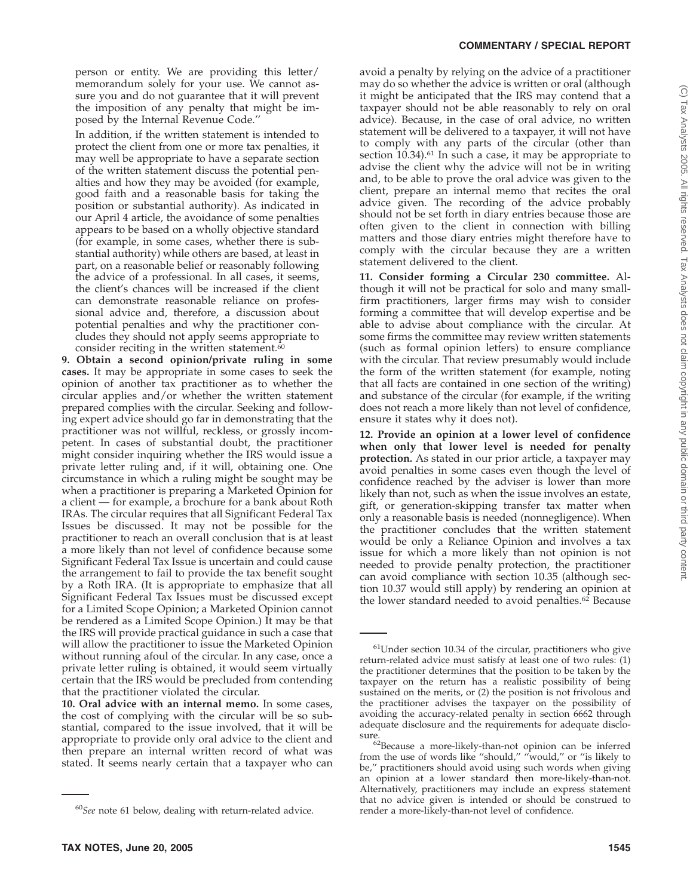person or entity. We are providing this letter/memorandum solely for your use. We cannot assure you and do not guarantee that it will prevent the imposition of any penalty that might be imposed by the Internal Revenue Code.''

In addition, if the written statement is intended to protect the client from one or more tax penalties, it may well be appropriate to have a separate section of the written statement discuss the potential penalties and how they may be avoided (for example, good faith and a reasonable basis for taking the position or substantial authority). As indicated in our April 4 article, the avoidance of some penalties appears to be based on a wholly objective standard (for example, in some cases, whether there is substantial authority) while others are based, at least in part, on a reasonable belief or reasonably following the advice of a professional. In all cases, it seems, the client's chances will be increased if the client can demonstrate reasonable reliance on professional advice and, therefore, a discussion about potential penalties and why the practitioner concludes they should not apply seems appropriate to consider reciting in the written statement.[60]

**9. Obtain a second opinion/private ruling in some cases.** It may be appropriate in some cases to seek the opinion of another tax practitioner as to whether the circular applies and/or whether the written statement prepared complies with the circular. Seeking and following expert advice should go far in demonstrating that the practitioner was not willful, reckless, or grossly incompetent. In cases of substantial doubt, the practitioner might consider inquiring whether the IRS would issue a private letter ruling and, if it will, obtaining one. One circumstance in which a ruling might be sought may be when a practitioner is preparing a Marketed Opinion for a client — for example, a brochure for a bank about Roth IRAs. The circular requires that all Significant Federal Tax Issues be discussed. It may not be possible for the practitioner to reach an overall conclusion that is at least a more likely than not level of confidence because some Significant Federal Tax Issue is uncertain and could cause the arrangement to fail to provide the tax benefit sought by a Roth IRA. (It is appropriate to emphasize that all Significant Federal Tax Issues must be discussed except for a Limited Scope Opinion; a Marketed Opinion cannot be rendered as a Limited Scope Opinion.) It may be that the IRS will provide practical guidance in such a case that will allow the practitioner to issue the Marketed Opinion without running afoul of the circular. In any case, once a private letter ruling is obtained, it would seem virtually certain that the IRS would be precluded from contending that the practitioner violated the circular.

**10. Oral advice with an internal memo.** In some cases, the cost of complying with the circular will be so substantial, compared to the issue involved, that it will be appropriate to provide only oral advice to the client and then prepare an internal written record of what was stated. It seems nearly certain that a taxpayer who can avoid a penalty by relying on the advice of a practitioner may do so whether the advice is written or oral (although it might be anticipated that the IRS may contend that a taxpayer should not be able reasonably to rely on oral advice). Because, in the case of oral advice, no written statement will be delivered to a taxpayer, it will not have to comply with any parts of the circular (other than section 10.34).[61] In such a case, it may be appropriate to advise the client why the advice will not be in writing and, to be able to prove the oral advice was given to the client, prepare an internal memo that recites the oral advice given. The recording of the advice probably should not be set forth in diary entries because those are often given to the client in connection with billing matters and those diary entries might therefore have to comply with the circular because they are a written statement delivered to the client.

**11. Consider forming a Circular 230 committee.** Although it will not be practical for solo and many small-firm practitioners, larger firms may wish to consider forming a committee that will develop expertise and be able to advise about compliance with the circular. At some firms the committee may review written statements (such as formal opinion letters) to ensure compliance with the circular. That review presumably would include the form of the written statement (for example, noting that all facts are contained in one section of the writing) and substance of the circular (for example, if the writing does not reach a more likely than not level of confidence, ensure it states why it does not).

**12. Provide an opinion at a lower level of confidence when only that lower level is needed for penalty protection.** As stated in our prior article, a taxpayer may avoid penalties in some cases even though the level of confidence reached by the adviser is lower than more likely than not, such as when the issue involves an estate, gift, or generation-skipping transfer tax matter when only a reasonable basis is needed (nonnegligence). When the practitioner concludes that the written statement would be only a Reliance Opinion and involves a tax issue for which a more likely than not opinion is not needed to provide penalty protection, the practitioner can avoid compliance with section 10.35 (although section 10.37 would still apply) by rendering an opinion at the lower standard needed to avoid penalties.[62] Because

---

[60]*See* note 61 below, dealing with return-related advice.

[61]Under section 10.34 of the circular, practitioners who give return-related advice must satisfy at least one of two rules: (1) the practitioner determines that the position to be taken by the taxpayer on the return has a realistic possibility of being sustained on the merits, or (2) the position is not frivolous and the practitioner advises the taxpayer on the possibility of avoiding the accuracy-related penalty in section 6662 through adequate disclosure and the requirements for adequate disclosure.

[62]Because a more-likely-than-not opinion can be inferred from the use of words like ''should,'' ''would,'' or ''is likely to be,'' practitioners should avoid using such words when giving an opinion at a lower standard then more-likely-than-not. Alternatively, practitioners may include an express statement that no advice given is intended or should be construed to render a more-likely-than-not level of confidence.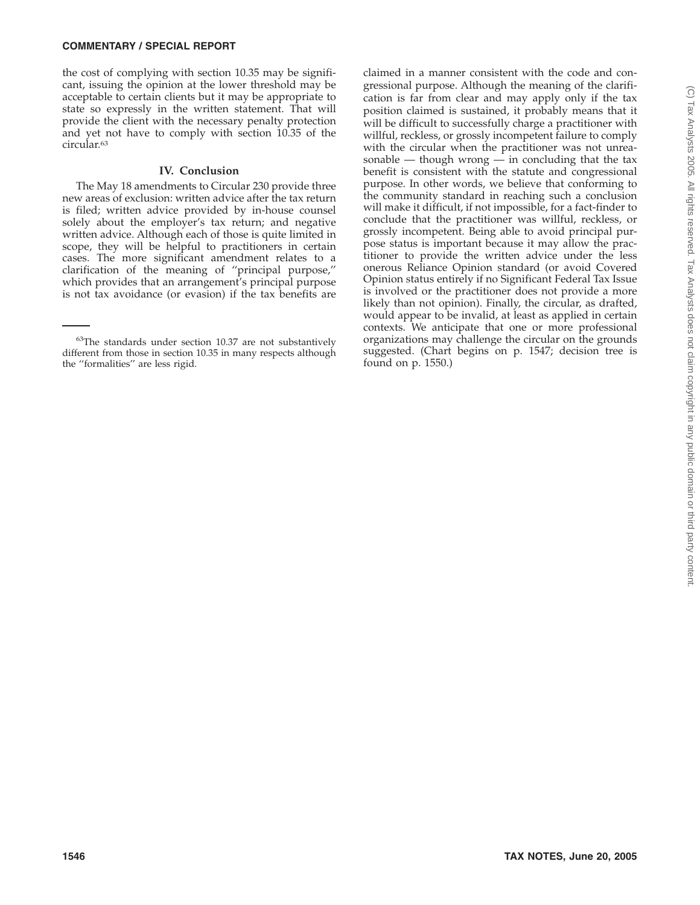the cost of complying with section 10.35 may be significant, issuing the opinion at the lower threshold may be acceptable to certain clients but it may be appropriate to state so expressly in the written statement. That will provide the client with the necessary penalty protection and yet not have to comply with section 10.35 of the circular.[63]

## IV. Conclusion

The May 18 amendments to Circular 230 provide three new areas of exclusion: written advice after the tax return is filed; written advice provided by in-house counsel solely about the employer's tax return; and negative written advice. Although each of those is quite limited in scope, they will be helpful to practitioners in certain cases. The more significant amendment relates to a clarification of the meaning of ''principal purpose,'' which provides that an arrangement's principal purpose is not tax avoidance (or evasion) if the tax benefits are claimed in a manner consistent with the code and congressional purpose. Although the meaning of the clarification is far from clear and may apply only if the tax position claimed is sustained, it probably means that it will be difficult to successfully charge a practitioner with willful, reckless, or grossly incompetent failure to comply with the circular when the practitioner was not unreasonable — though wrong — in concluding that the tax benefit is consistent with the statute and congressional purpose. In other words, we believe that conforming to the community standard in reaching such a conclusion will make it difficult, if not impossible, for a fact-finder to conclude that the practitioner was willful, reckless, or grossly incompetent. Being able to avoid principal purpose status is important because it may allow the practitioner to provide the written advice under the less onerous Reliance Opinion standard (or avoid Covered Opinion status entirely if no Significant Federal Tax Issue is involved or the practitioner does not provide a more likely than not opinion). Finally, the circular, as drafted, would appear to be invalid, at least as applied in certain contexts. We anticipate that one or more professional organizations may challenge the circular on the grounds suggested. (Chart begins on p. 1547; decision tree is found on p. 1550.)

---

[63]The standards under section 10.37 are not substantively different from those in section 10.35 in many respects although the ''formalities'' are less rigid.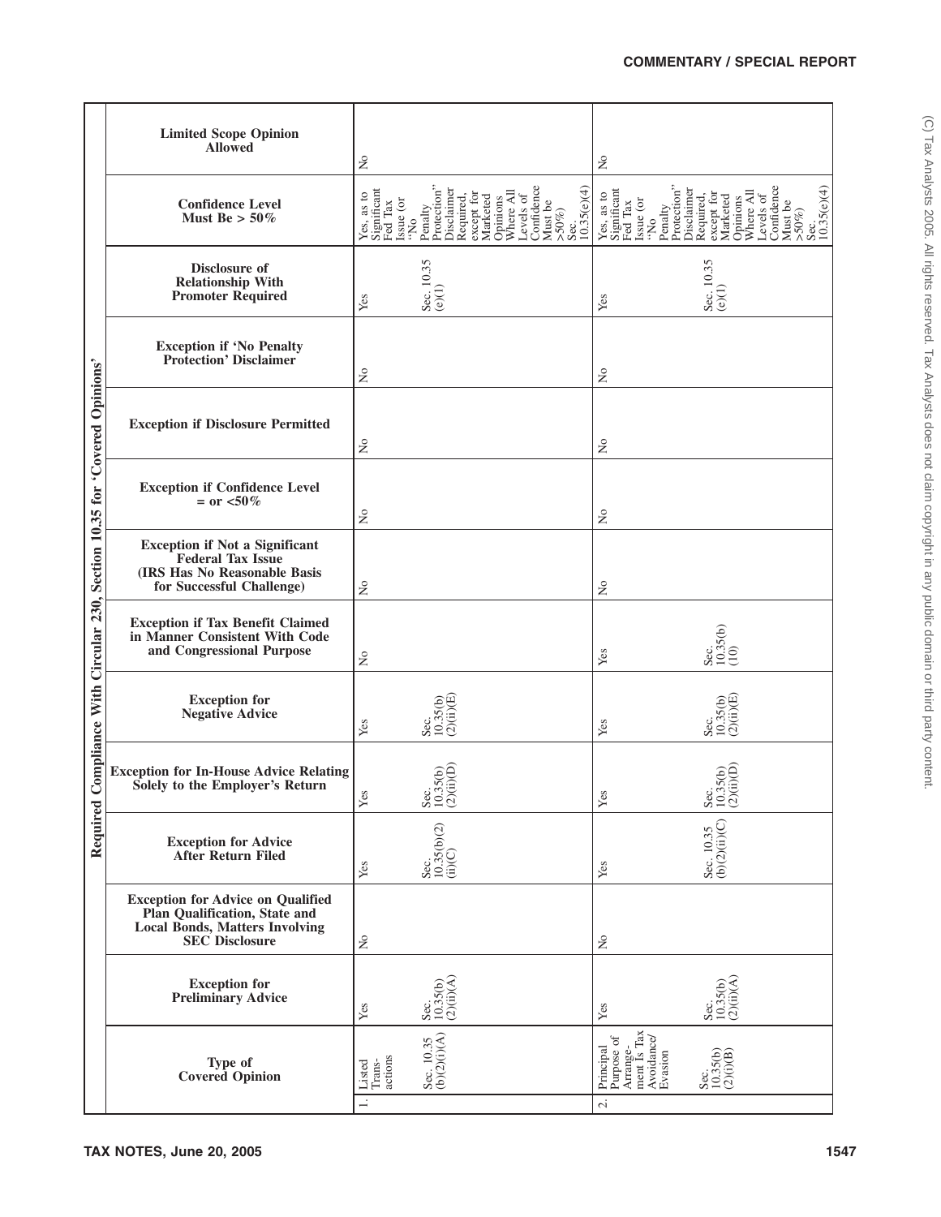**Required Compliance With Circular 230, Section 10.35 for 'Covered Opinions'**

| Type of Covered Opinion | Exception for Preliminary Advice | Exception for Advice on Qualified Plan Qualification, State and Local Bonds, Matters Involving SEC Disclosure | Exception for Advice After Return Filed | Exception for In-House Advice Relating Solely to the Employer's Return | Exception for Negative Advice | Exception if Tax Benefit Claimed in Manner Consistent With Code and Congressional Purpose | Exception if Not a Significant Federal Tax Issue (IRS Has No Reasonable Basis for Successful Challenge) | Exception if Confidence Level = or <50% | Exception if Disclosure Permitted | Exception if 'No Penalty Protection' Disclaimer | Disclosure of Relationship With Promoter Required | Confidence Level Must Be > 50% | Limited Scope Opinion Allowed |
|---|---|---|---|---|---|---|---|---|---|---|---|---|---|
| 1. Listed Trans-actions Sec. 10.35 (b)(2)(i)(A) | Yes Sec. 10.35(b) (2)(ii)(A) | No | Yes Sec. 10.35(b)(2) (ii)(C) | Yes Sec. 10.35(b) (2)(ii)(D) | Yes Sec. 10.35(b) (2)(ii)(E) | No | No | No | No | No | Yes Sec. 10.35 (e)(1) | Yes, as to Significant Fed Tax Issue (or "No Penalty Protection" Disclaimer Required, except for Marketed Opinions Where All Levels of Confidence Must be >50%) Sec. 10.35(e)(4) | No |
| 2. Principal Purpose of Arrange-ment Is Tax Avoidance/ Evasion Sec. 10.35(b) (2)(i)(B) | Yes Sec. 10.35(b) (2)(ii)(A) | No | Yes Sec. 10.35 (b)(2)(ii)(C) | Yes Sec. 10.35(b) (2)(ii)(D) | Yes Sec. 10.35(b) (2)(ii)(E) | Yes Sec. 10.35(b) (10) | No | No | No | No | Yes Sec. 10.35 (e)(1) | Yes, as to Significant Fed Tax Issue (or "No Penalty Protection" Disclaimer Required, except for Marketed Opinions Where All Levels of Confidence Must be >50%) Sec. 10.35(e)(4) | No |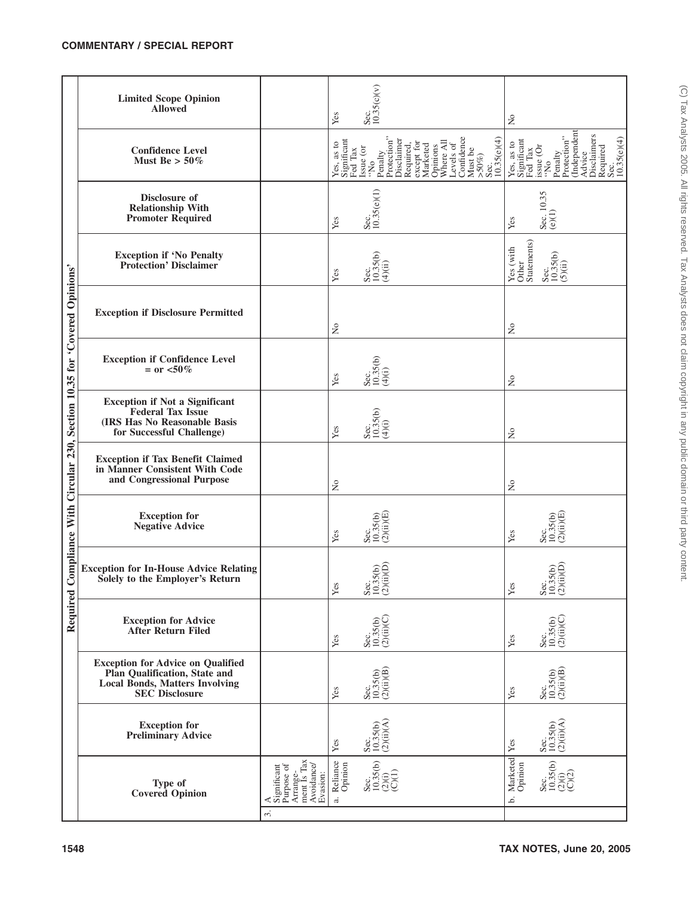**COMMENTARY / SPECIAL REPORT**

**Required Compliance With Circular 230, Section 10.35 for 'Covered Opinions'**

| Type of Covered Opinion | Exception for Preliminary Advice | Exception for Advice on Qualified Plan Qualification, State and Local Bonds, Matters Involving SEC Disclosure | Exception for Advice After Return Filed | Exception for In-House Advice Relating Solely to the Employer's Return | Exception for Negative Advice | Exception if Tax Benefit Claimed in Manner Consistent With Code and Congressional Purpose | Exception if Not a Significant Federal Tax Issue (IRS Has No Reasonable Basis for Successful Challenge) | Exception if Confidence Level = or <50% | Exception if Disclosure Permitted | Exception if 'No Penalty Protection' Disclaimer | Disclosure of Relationship With Promoter Required | Confidence Level Must Be > 50% | Limited Scope Opinion Allowed |
|---|---|---|---|---|---|---|---|---|---|---|---|---|---|
| 3. A Significant Purpose of Arrangement Is Tax Avoidance/ Evasion: | | | | | | | | | | | | | |
| a. Reliance Opinion Sec. 10.35(b)(2)(i)(C)(1) | Yes Sec. 10.35(b)(2)(ii)(A) | Yes Sec. 10.35(b)(2)(ii)(B) | Yes Sec. 10.35(b)(2)(ii)(C) | Yes Sec. 10.35(b)(2)(ii)(D) | Yes Sec. 10.35(b)(2)(ii)(E) | No | Yes Sec. 10.35(b)(4)(i) | Yes Sec. 10.35(b)(4)(i) | No | Yes Sec. 10.35(b)(4)(ii) | Yes Sec. 10.35(e)(1) | Yes, as to Significant Fed Tax Issue (or "No Penalty Protection" Disclaimer Required, except for Marketed Opinions Where All Levels of Confidence Must be >50%) Sec. 10.35(e)(4) | Yes Sec. 10.35(c)(v) |
| b. Marketed Opinion Sec. 10.35(b)(2)(i)(C)(2) | Yes Sec. 10.35(b)(2)(ii)(A) | Yes Sec. 10.35(b)(2)(ii)(B) | Yes Sec. 10.35(b)(2)(ii)(C) | Yes Sec. 10.35(b)(2)(ii)(D) | Yes Sec. 10.35(b)(2)(ii)(E) | No | No | No | No | Yes (with Other Statements) Sec. 10.35(b)(5)(ii) | Yes Sec. 10.35 (e)(1) | Yes, as to Significant Fed Tax issue (Or "No Penalty Protection" (Independent Advice Disclaimers Required Sec. 10.35(e)(4) | No |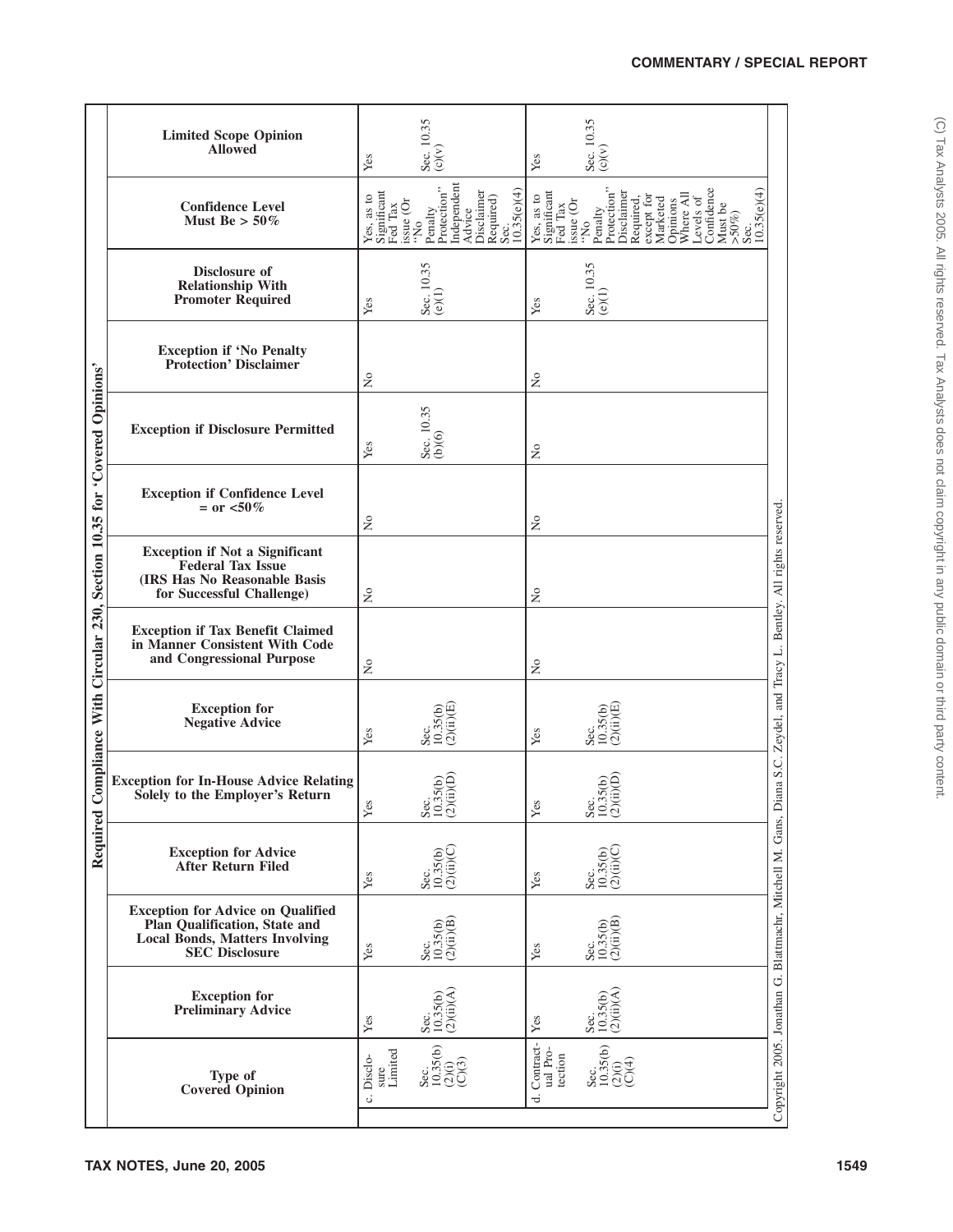**Required Compliance With Circular 230, Section 10.35 for 'Covered Opinions'**

| Type of Covered Opinion | Exception for Preliminary Advice | Exception for Advice on Qualified Plan Qualification, State and Local Bonds, Matters Involving SEC Disclosure | Exception for Advice After Return Filed | Exception for In-House Advice Relating Solely to the Employer's Return | Exception for Negative Advice | Exception if Tax Benefit Claimed in Manner Consistent With Code and Congressional Purpose | Exception if Not a Significant Federal Tax Issue (IRS Has No Reasonable Basis for Successful Challenge) | Exception if Confidence Level = or <50% | Exception if Disclosure Permitted | Exception if 'No Penalty Protection' Disclaimer | Disclosure of Relationship With Promoter Required | Confidence Level Must Be > 50% | Limited Scope Opinion Allowed |
|---|---|---|---|---|---|---|---|---|---|---|---|---|---|
| c. Disclosure Limited Sec. 10.35(b)(2)(i)(C)(3) | Yes Sec. 10.35(b)(2)(ii)(A) | Yes Sec. 10.35(b)(2)(ii)(B) | Yes Sec. 10.35(b)(2)(ii)(C) | Yes Sec. 10.35(b)(2)(ii)(D) | Yes Sec. 10.35(b)(2)(ii)(E) | No | No | No | Yes Sec. 10.35(b)(6) | No | Yes Sec. 10.35(e)(1) | Yes, as to Significant Fed Tax issue (Or "No Penalty Protection" Independent Advice Disclaimer Required) Sec. 10.35(c)(4) | Yes Sec. 10.35(c)(v) |
| d. Contractual Protection Sec. 10.35(b)(2)(i)(C)(4) | Yes Sec. 10.35(b)(2)(ii)(A) | Yes Sec. 10.35(b)(2)(ii)(B) | Yes Sec. 10.35(b)(2)(ii)(C) | Yes Sec. 10.35(b)(2)(ii)(D) | Yes Sec. 10.35(b)(2)(ii)(E) | No | No | No | No | No | Yes Sec. 10.35(e)(1) | Yes, as to Significant Fed Tax issue (Or "No Penalty Protection" Disclaimer Required, except for Marketed Opinions Where All Levels of Confidence Must be >50%) Sec. 10.35(c)(4) | Yes Sec. 10.35(c)(v) |

Copyright 2005. Jonathan G. Blattmachr, Mitchell M. Gans, Diana S.C. Zeydel, and Tracy L. Bentley. All rights reserved.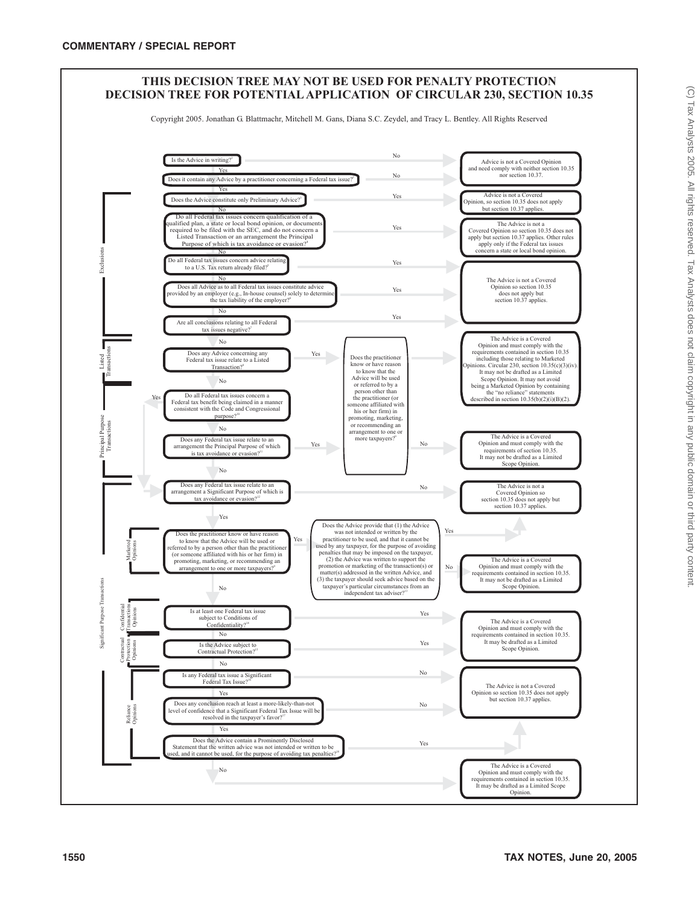# THIS DECISION TREE MAY NOT BE USED FOR PENALTY PROTECTION

# DECISION TREE FOR POTENTIAL APPLICATION OF CIRCULAR 230, SECTION 10.35

Copyright 2005. Jonathan G. Blattmachr, Mitchell M. Gans, Diana S.C. Zeydel, and Tracy L. Bentley. All Rights Reserved

**Exclusions**

1. Is the Advice in writing?[1]
   - No → Advice is not a Covered Opinion and need comply with neither section 10.35 nor section 10.37.
   - Yes → 2
2. Does it contain any Advice by a practitioner concerning a Federal tax issue?[2]
   - No → Advice is not a Covered Opinion and need comply with neither section 10.35 nor section 10.37.
   - Yes → 3
3. Does the Advice constitute only Preliminary Advice?[3]
   - Yes → Advice is not a Covered Opinion, so section 10.35 does not apply but section 10.37 applies.
   - No → 4
4. Do all Federal tax issues concern qualification of a qualified plan, a state or local bond opinion, or documents required to be filed with the SEC, and do not concern a Listed Transaction or an arrangement the Principal Purpose of which is tax avoidance or evasion?[4]
   - Yes → The Advice is not a Covered Opinion so section 10.35 does not apply but section 10.37 applies. Other rules apply only if the Federal tax issues concern a state or local bond opinion.
   - No → 5
5. Do all Federal tax issues concern advice relating to a U.S. Tax return already filed?[5]
   - Yes → The Advice is not a Covered Opinion so section 10.35 does not apply but section 10.37 applies.
   - No → 6
6. Does all Advice as to all Federal tax issues constitute advice provided by an employer (e.g., In-house counsel) solely to determine the tax liability of the employer?[6]
   - Yes → The Advice is not a Covered Opinion so section 10.35 does not apply but section 10.37 applies.
   - No → 7
7. Are all conclusions relating to all Federal tax issues negative?[7]
   - Yes → The Advice is not a Covered Opinion so section 10.35 does not apply but section 10.37 applies.
   - No → 8

**Listed Transactions**

8. Does any Advice concerning any Federal tax issue relate to a Listed Transaction?[8]
   - Yes → Does the practitioner know or have reason to know that the Advice will be used or referred to by a person other than the practitioner (or someone affiliated with his or her firm) in promoting, marketing, or recommending an arrangement to one or more taxpayers?[9]
     - Yes → The Advice is a Covered Opinion and must comply with the requirements contained in section 10.35 including those relating to Marketed Opinions. Circular 230, section 10.35(c)(3)(iv). It may not be drafted as a Limited Scope Opinion. It may not avoid being a Marketed Opinion by containing the "no reliance" statements described in section 10.35(b)(2)(i)(B)(2).
     - No → The Advice is a Covered Opinion and must comply with the requirements of section 10.35. It may not be drafted as a Limited Scope Opinion.
   - No → 9

**Principal Purpose Transactions**

9. Do all Federal tax issues concern a Federal tax benefit being claimed in a manner consistent with the Code and Congressional purpose?[10]
   - Yes → 11
   - No → 10
10. Does any Federal tax issue relate to an arrangement the Principal Purpose of which is tax avoidance or evasion?[11]
    - Yes → Does the practitioner know or have reason to know that the Advice will be used or referred to by a person other than the practitioner (or someone affiliated with his or her firm) in promoting, marketing, or recommending an arrangement to one or more taxpayers?[9]
      - Yes → The Advice is a Covered Opinion and must comply with the requirements contained in section 10.35 including those relating to Marketed Opinions. Circular 230, section 10.35(c)(3)(iv). It may not be drafted as a Limited Scope Opinion. It may not avoid being a Marketed Opinion by containing the "no reliance" statements described in section 10.35(b)(2)(i)(B)(2).
      - No → The Advice is a Covered Opinion and must comply with the requirements of section 10.35. It may not be drafted as a Limited Scope Opinion.
    - No → 11

**Significant Purpose Transactions**

11. Does any Federal tax issue relate to an arrangement a Significant Purpose of which is tax avoidance or evasion?[12]
    - No → The Advice is not a Covered Opinion so section 10.35 does not apply but section 10.37 applies.
    - Yes → 12

*Marketed Opinions*

12. Does the practitioner know or have reason to know that the Advice will be used or referred to by a person other than the practitioner (or someone affiliated with his or her firm) in promoting, marketing, or recommending an arrangement to one or more taxpayers?[9]
    - Yes → Does the Advice provide that (1) the Advice was not intended or written by the practitioner to be used, and that it cannot be used by any taxpayer, for the purpose of avoiding penalties that may be imposed on the taxpayer, (2) the Advice was written to support the promotion or marketing of the transaction(s) or matter(s) addressed in the written Advice, and (3) the taxpayer should seek advice based on the taxpayer's particular circumstances from an independent tax adviser?[13]
      - Yes → The Advice is not a Covered Opinion so section 10.35 does not apply but section 10.37 applies.
      - No → The Advice is a Covered Opinion and must comply with the requirements contained in section 10.35. It may not be drafted as a Limited Scope Opinion.
    - No → 13

*Confidential Transactions Opinions*

13. Is at least one Federal tax issue subject to Conditions of Confidentiality?[14]
    - Yes → The Advice is a Covered Opinion and must comply with the requirements contained in section 10.35. It may be drafted as a Limited Scope Opinion.
    - No → 14

*Contractual Protection Opinions*

14. Is the Advice subject to Contractual Protection?[15]
    - Yes → The Advice is a Covered Opinion and must comply with the requirements contained in section 10.35. It may be drafted as a Limited Scope Opinion.
    - No → 15

*Reliance Opinions*

15. Is any Federal tax issue a Significant Federal Tax Issue?[16]
    - No → The Advice is not a Covered Opinion so section 10.35 does not apply but section 10.37 applies.
    - Yes → 16
16. Does any conclusion reach at least a more-likely-than-not level of confidence that a Significant Federal Tax Issue will be resolved in the taxpayer's favor?[17]
    - No → The Advice is not a Covered Opinion so section 10.35 does not apply but section 10.37 applies.
    - Yes → 17
17. Does the Advice contain a Prominently Disclosed Statement that the written advice was not intended or written to be used, and it cannot be used, for the purpose of avoiding tax penalties?[18]
    - Yes → The Advice is not a Covered Opinion so section 10.35 does not apply but section 10.37 applies.
    - No → The Advice is a Covered Opinion and must comply with the requirements contained in section 10.35. It may be drafted as a Limited Scope Opinion.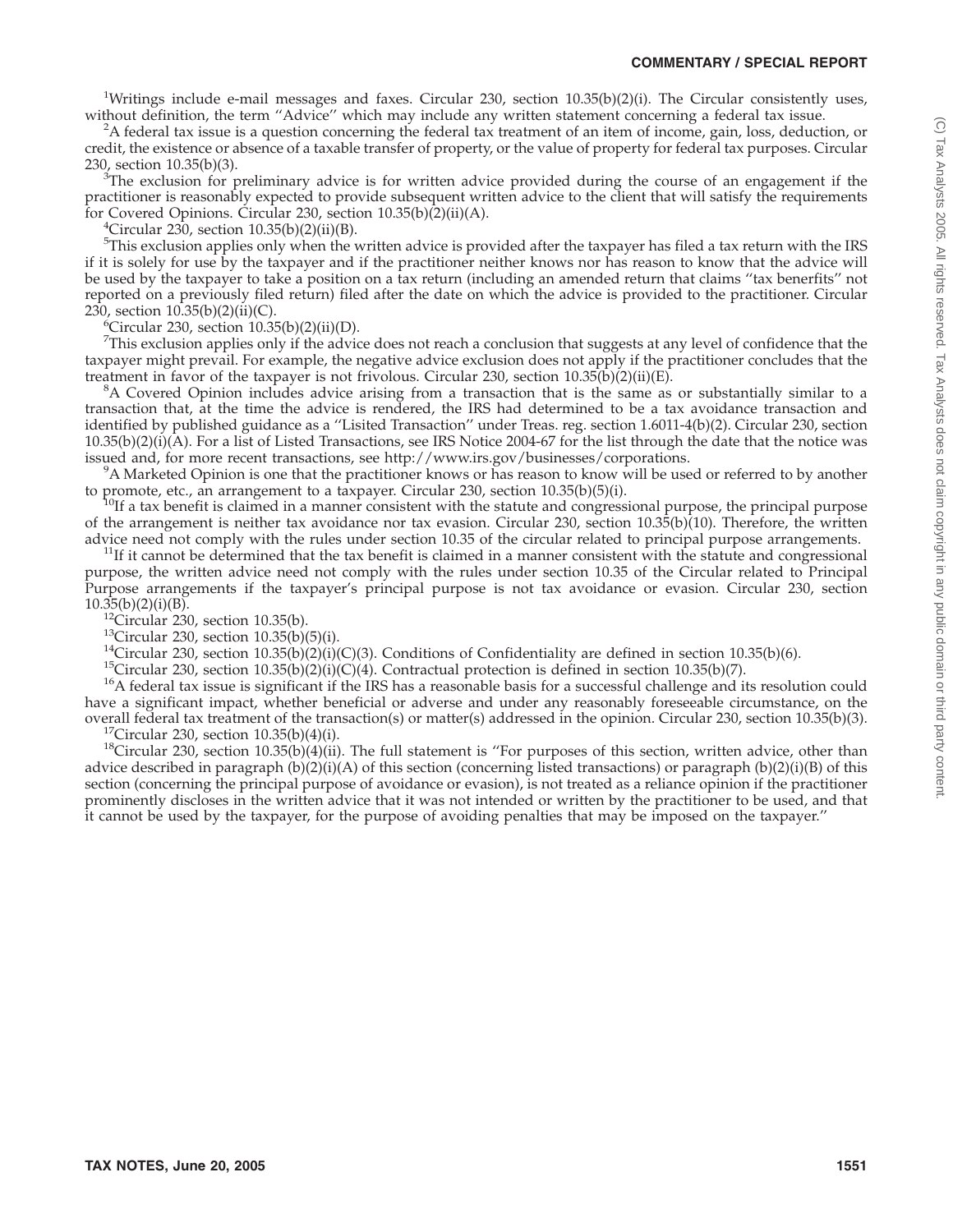[1]Writings include e-mail messages and faxes. Circular 230, section 10.35(b)(2)(i). The Circular consistently uses, without definition, the term "Advice" which may include any written statement concerning a federal tax issue.

[2]A federal tax issue is a question concerning the federal tax treatment of an item of income, gain, loss, deduction, or credit, the existence or absence of a taxable transfer of property, or the value of property for federal tax purposes. Circular 230, section 10.35(b)(3).

[3]The exclusion for preliminary advice is for written advice provided during the course of an engagement if the practitioner is reasonably expected to provide subsequent written advice to the client that will satisfy the requirements for Covered Opinions. Circular 230, section 10.35(b)(2)(ii)(A).

[4]Circular 230, section 10.35(b)(2)(ii)(B).

[5]This exclusion applies only when the written advice is provided after the taxpayer has filed a tax return with the IRS if it is solely for use by the taxpayer and if the practitioner neither knows nor has reason to know that the advice will be used by the taxpayer to take a position on a tax return (including an amended return that claims "tax benefits" not reported on a previously filed return) filed after the date on which the advice is provided to the practitioner. Circular 230, section 10.35(b)(2)(ii)(C).

[6]Circular 230, section 10.35(b)(2)(ii)(D).

[7]This exclusion applies only if the advice does not reach a conclusion that suggests at any level of confidence that the taxpayer might prevail. For example, the negative advice exclusion does not apply if the practitioner concludes that the treatment in favor of the taxpayer is not frivolous. Circular 230, section 10.35(b)(2)(ii)(E).

[8]A Covered Opinion includes advice arising from a transaction that is the same as or substantially similar to a transaction that, at the time the advice is rendered, the IRS had determined to be a tax avoidance transaction and identified by published guidance as a "Lisited Transaction" under Treas. reg. section 1.6011-4(b)(2). Circular 230, section 10.35(b)(2)(i)(A). For a list of Listed Transactions, see IRS Notice 2004-67 for the list through the date that the notice was issued and, for more recent transactions, see http://www.irs.gov/businesses/corporations.

[9]A Marketed Opinion is one that the practitioner knows or has reason to know will be used or referred to by another to promote, etc., an arrangement to a taxpayer. Circular 230, section 10.35(b)(5)(i).

[10]If a tax benefit is claimed in a manner consistent with the statute and congressional purpose, the principal purpose of the arrangement is neither tax avoidance nor tax evasion. Circular 230, section 10.35(b)(10). Therefore, the written advice need not comply with the rules under section 10.35 of the circular related to principal purpose arrangements.

[11]If it cannot be determined that the tax benefit is claimed in a manner consistent with the statute and congressional purpose, the written advice need not comply with the rules under section 10.35 of the Circular related to Principal Purpose arrangements if the taxpayer's principal purpose is not tax avoidance or evasion. Circular 230, section 10.35(b)(2)(i)(B).

[12]Circular 230, section 10.35(b).

[13]Circular 230, section 10.35(b)(5)(i).

[14]Circular 230, section 10.35(b)(2)(i)(C)(3). Conditions of Confidentiality are defined in section 10.35(b)(6).

[15]Circular 230, section 10.35(b)(2)(i)(C)(4). Contractual protection is defined in section 10.35(b)(7).

[16]A federal tax issue is significant if the IRS has a reasonable basis for a successful challenge and its resolution could have a significant impact, whether beneficial or adverse and under any reasonably foreseeable circumstance, on the overall federal tax treatment of the transaction(s) or matter(s) addressed in the opinion. Circular 230, section 10.35(b)(3).

[17]Circular 230, section 10.35(b)(4)(i).

[18]Circular 230, section 10.35(b)(4)(ii). The full statement is "For purposes of this section, written advice, other than advice described in paragraph (b)(2)(i)(A) of this section (concerning listed transactions) or paragraph (b)(2)(i)(B) of this section (concerning the principal purpose of avoidance or evasion), is not treated as a reliance opinion if the practitioner prominently discloses in the written advice that it was not intended or written by the practitioner to be used, and that it cannot be used by the taxpayer, for the purpose of avoiding penalties that may be imposed on the taxpayer."